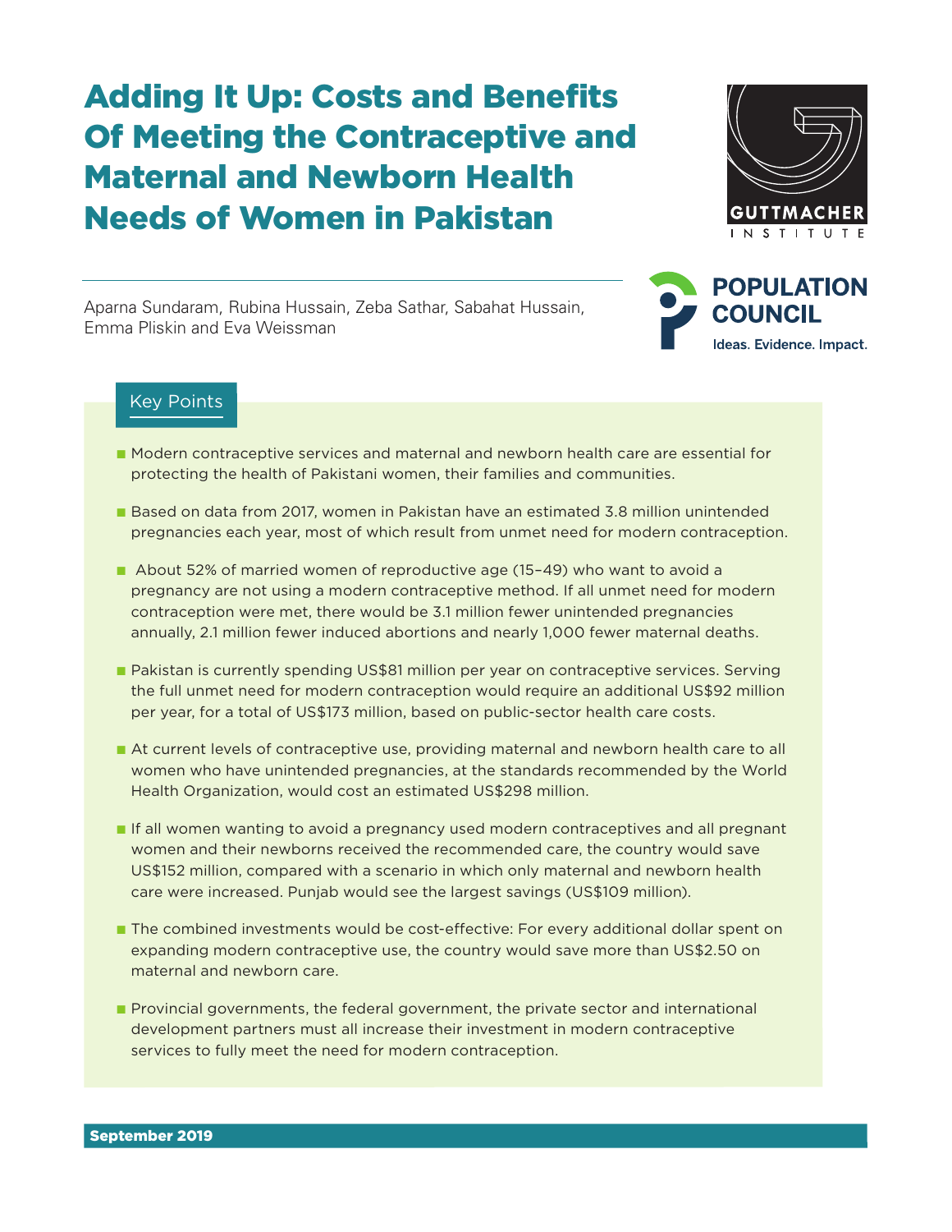# Adding It Up: Costs and Benefits Of Meeting the Contraceptive and Maternal and Newborn Health Needs of Women in Pakistan

Aparna Sundaram, Rubina Hussain, Zeba Sathar, Sabahat Hussain, Emma Pliskin and Eva Weissman

GUTTMACHER INSTITUTE

POPULATION COUNCIL
Ideas. Evidence. Impact.

## Key Points

- Modern contraceptive services and maternal and newborn health care are essential for protecting the health of Pakistani women, their families and communities.
- Based on data from 2017, women in Pakistan have an estimated 3.8 million unintended pregnancies each year, most of which result from unmet need for modern contraception.
- About 52% of married women of reproductive age (15–49) who want to avoid a pregnancy are not using a modern contraceptive method. If all unmet need for modern contraception were met, there would be 3.1 million fewer unintended pregnancies annually, 2.1 million fewer induced abortions and nearly 1,000 fewer maternal deaths.
- Pakistan is currently spending US$81 million per year on contraceptive services. Serving the full unmet need for modern contraception would require an additional US$92 million per year, for a total of US$173 million, based on public-sector health care costs.
- At current levels of contraceptive use, providing maternal and newborn health care to all women who have unintended pregnancies, at the standards recommended by the World Health Organization, would cost an estimated US$298 million.
- If all women wanting to avoid a pregnancy used modern contraceptives and all pregnant women and their newborns received the recommended care, the country would save US$152 million, compared with a scenario in which only maternal and newborn health care were increased. Punjab would see the largest savings (US$109 million).
- The combined investments would be cost-effective: For every additional dollar spent on expanding modern contraceptive use, the country would save more than US$2.50 on maternal and newborn care.
- Provincial governments, the federal government, the private sector and international development partners must all increase their investment in modern contraceptive services to fully meet the need for modern contraception.

**September 2019**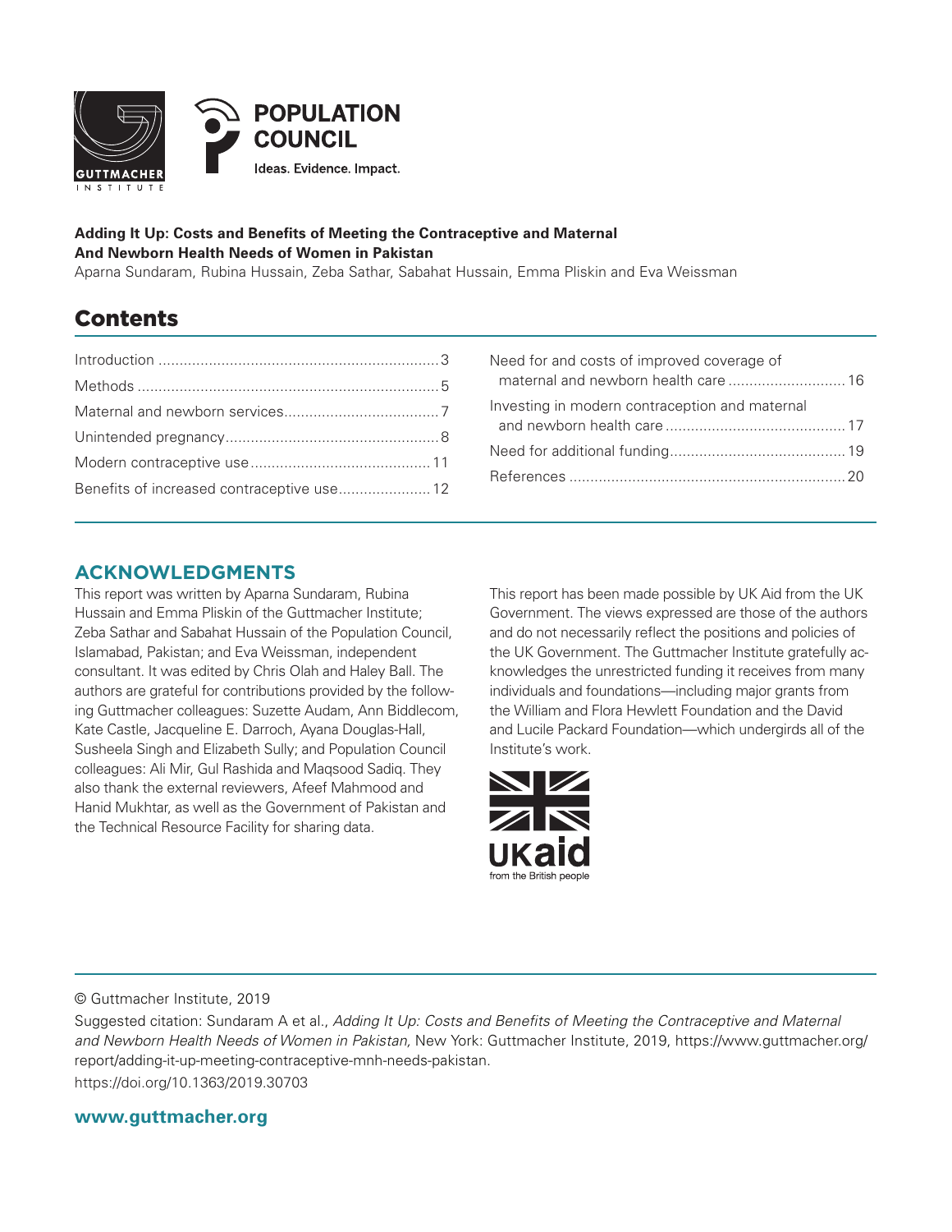**Adding It Up: Costs and Benefits of Meeting the Contraceptive and Maternal And Newborn Health Needs of Women in Pakistan**

Aparna Sundaram, Rubina Hussain, Zeba Sathar, Sabahat Hussain, Emma Pliskin and Eva Weissman

## Contents

| | |
|---|---|
| Introduction | 3 |
| Methods | 5 |
| Maternal and newborn services | 7 |
| Unintended pregnancy | 8 |
| Modern contraceptive use | 11 |
| Benefits of increased contraceptive use | 12 |
| Need for and costs of improved coverage of maternal and newborn health care | 16 |
| Investing in modern contraception and maternal and newborn health care | 17 |
| Need for additional funding | 19 |
| References | 20 |

## ACKNOWLEDGMENTS

This report was written by Aparna Sundaram, Rubina Hussain and Emma Pliskin of the Guttmacher Institute; Zeba Sathar and Sabahat Hussain of the Population Council, Islamabad, Pakistan; and Eva Weissman, independent consultant. It was edited by Chris Olah and Haley Ball. The authors are grateful for contributions provided by the following Guttmacher colleagues: Suzette Audam, Ann Biddlecom, Kate Castle, Jacqueline E. Darroch, Ayana Douglas-Hall, Susheela Singh and Elizabeth Sully; and Population Council colleagues: Ali Mir, Gul Rashida and Maqsood Sadiq. They also thank the external reviewers, Afeef Mahmood and Hanid Mukhtar, as well as the Government of Pakistan and the Technical Resource Facility for sharing data.

This report has been made possible by UK Aid from the UK Government. The views expressed are those of the authors and do not necessarily reflect the positions and policies of the UK Government. The Guttmacher Institute gratefully acknowledges the unrestricted funding it receives from many individuals and foundations—including major grants from the William and Flora Hewlett Foundation and the David and Lucile Packard Foundation—which undergirds all of the Institute's work.

© Guttmacher Institute, 2019

Suggested citation: Sundaram A et al., *Adding It Up: Costs and Benefits of Meeting the Contraceptive and Maternal and Newborn Health Needs of Women in Pakistan,* New York: Guttmacher Institute, 2019, https://www.guttmacher.org/report/adding-it-up-meeting-contraceptive-mnh-needs-pakistan.

https://doi.org/10.1363/2019.30703

**www.guttmacher.org**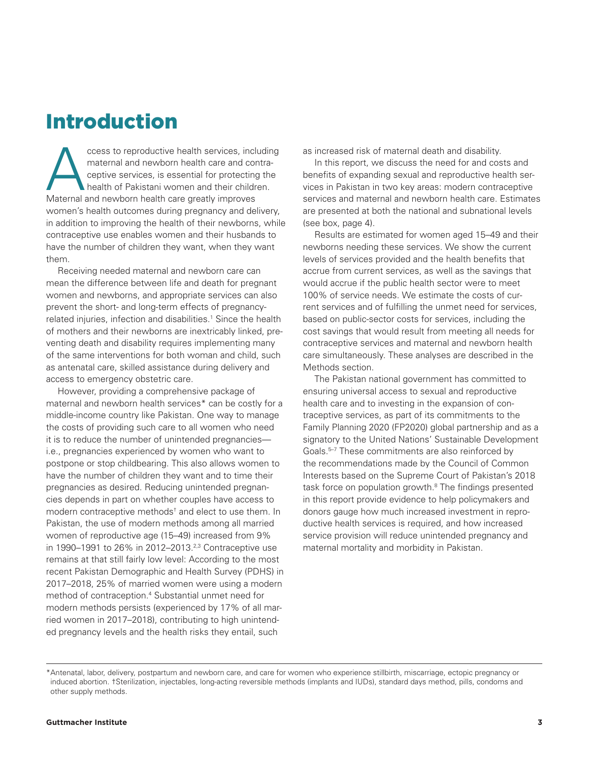# Introduction

Access to reproductive health services, including maternal and newborn health care and contraceptive services, is essential for protecting the health of Pakistani women and their children. Maternal and newborn health care greatly improves women's health outcomes during pregnancy and delivery, in addition to improving the health of their newborns, while contraceptive use enables women and their husbands to have the number of children they want, when they want them.

Receiving needed maternal and newborn care can mean the difference between life and death for pregnant women and newborns, and appropriate services can also prevent the short- and long-term effects of pregnancy-related injuries, infection and disabilities.[1] Since the health of mothers and their newborns are inextricably linked, preventing death and disability requires implementing many of the same interventions for both woman and child, such as antenatal care, skilled assistance during delivery and access to emergency obstetric care.

However, providing a comprehensive package of maternal and newborn health services* can be costly for a middle-income country like Pakistan. One way to manage the costs of providing such care to all women who need it is to reduce the number of unintended pregnancies—i.e., pregnancies experienced by women who want to postpone or stop childbearing. This also allows women to have the number of children they want and to time their pregnancies as desired. Reducing unintended pregnancies depends in part on whether couples have access to modern contraceptive methods† and elect to use them. In Pakistan, the use of modern methods among all married women of reproductive age (15–49) increased from 9% in 1990–1991 to 26% in 2012–2013.[2,3] Contraceptive use remains at that still fairly low level: According to the most recent Pakistan Demographic and Health Survey (PDHS) in 2017–2018, 25% of married women were using a modern method of contraception.[4] Substantial unmet need for modern methods persists (experienced by 17% of all married women in 2017–2018), contributing to high unintended pregnancy levels and the health risks they entail, such as increased risk of maternal death and disability.

In this report, we discuss the need for and costs and benefits of expanding sexual and reproductive health services in Pakistan in two key areas: modern contraceptive services and maternal and newborn health care. Estimates are presented at both the national and subnational levels (see box, page 4).

Results are estimated for women aged 15–49 and their newborns needing these services. We show the current levels of services provided and the health benefits that accrue from current services, as well as the savings that would accrue if the public health sector were to meet 100% of service needs. We estimate the costs of current services and of fulfilling the unmet need for services, based on public-sector costs for services, including the cost savings that would result from meeting all needs for contraceptive services and maternal and newborn health care simultaneously. These analyses are described in the Methods section.

The Pakistan national government has committed to ensuring universal access to sexual and reproductive health care and to investing in the expansion of contraceptive services, as part of its commitments to the Family Planning 2020 (FP2020) global partnership and as a signatory to the United Nations' Sustainable Development Goals.[5–7] These commitments are also reinforced by the recommendations made by the Council of Common Interests based on the Supreme Court of Pakistan's 2018 task force on population growth.[8] The findings presented in this report provide evidence to help policymakers and donors gauge how much increased investment in reproductive health services is required, and how increased service provision will reduce unintended pregnancy and maternal mortality and morbidity in Pakistan.

---

*Antenatal, labor, delivery, postpartum and newborn care, and care for women who experience stillbirth, miscarriage, ectopic pregnancy or induced abortion. †Sterilization, injectables, long-acting reversible methods (implants and IUDs), standard days method, pills, condoms and other supply methods.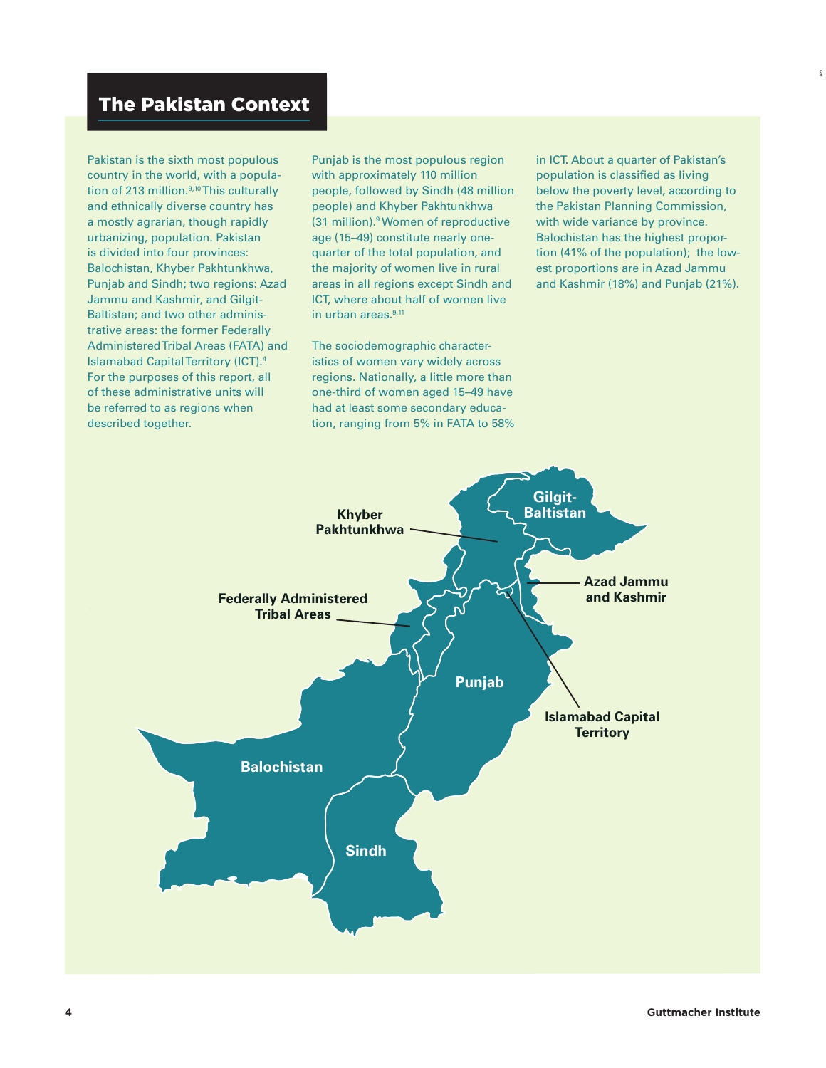## The Pakistan Context

Pakistan is the sixth most populous country in the world, with a population of 213 million.[9,10] This culturally and ethnically diverse country has a mostly agrarian, though rapidly urbanizing, population. Pakistan is divided into four provinces: Balochistan, Khyber Pakhtunkhwa, Punjab and Sindh; two regions: Azad Jammu and Kashmir, and Gilgit-Baltistan; and two other administrative areas: the former Federally Administered Tribal Areas (FATA) and Islamabad Capital Territory (ICT).[4] For the purposes of this report, all of these administrative units will be referred to as regions when described together.

Punjab is the most populous region with approximately 110 million people, followed by Sindh (48 million people) and Khyber Pakhtunkhwa (31 million).[9] Women of reproductive age (15–49) constitute nearly one-quarter of the total population, and the majority of women live in rural areas in all regions except Sindh and ICT, where about half of women live in urban areas.[9,11]

The sociodemographic characteristics of women vary widely across regions. Nationally, a little more than one-third of women aged 15–49 have had at least some secondary education, ranging from 5% in FATA to 58% in ICT. About a quarter of Pakistan's population is classified as living below the poverty level, according to the Pakistan Planning Commission, with wide variance by province. Balochistan has the highest proportion (41% of the population); the lowest proportions are in Azad Jammu and Kashmir (18%) and Punjab (21%).

Khyber Pakhtunkhwa

Gilgit-Baltistan

Azad Jammu and Kashmir

Federally Administered Tribal Areas

Punjab

Islamabad Capital Territory

Balochistan

Sindh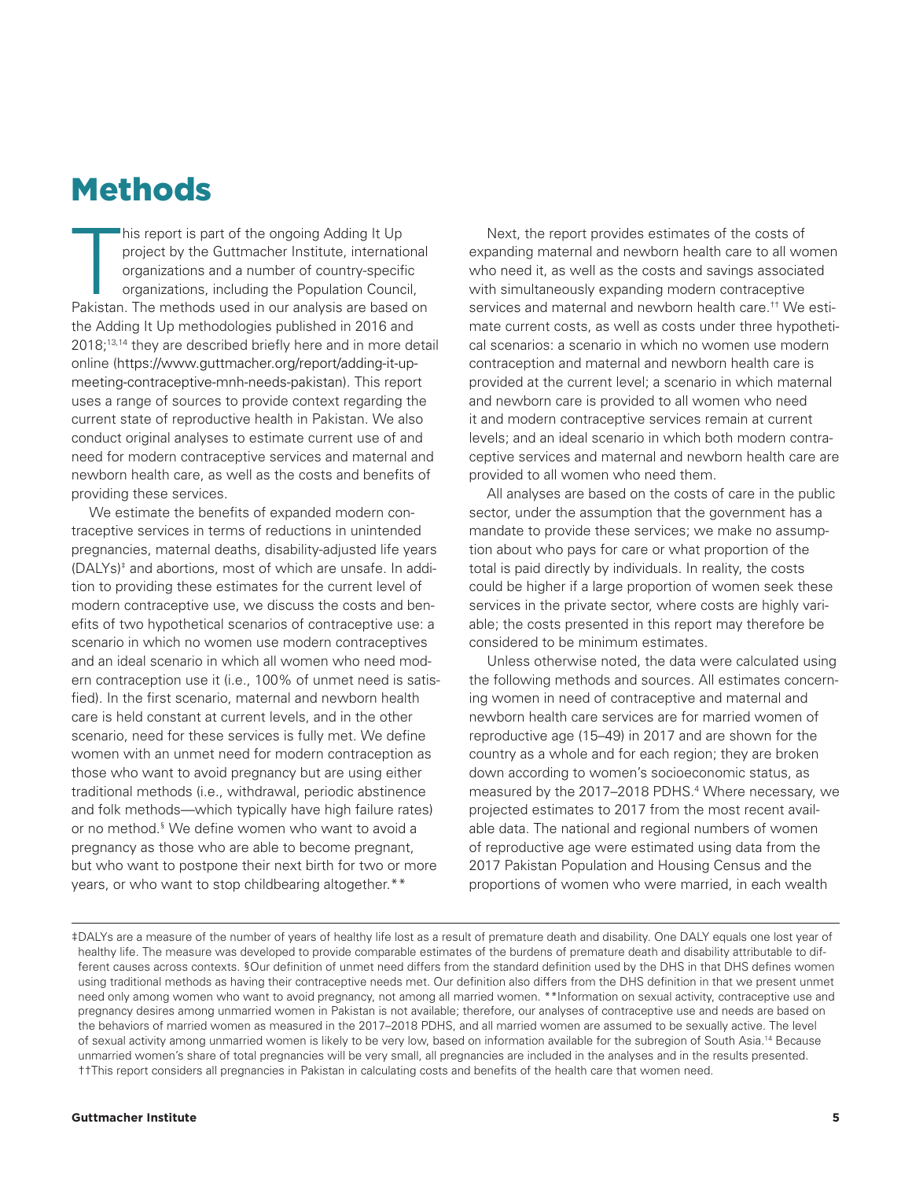# Methods

This report is part of the ongoing Adding It Up project by the Guttmacher Institute, international organizations and a number of country-specific organizations, including the Population Council, Pakistan. The methods used in our analysis are based on the Adding It Up methodologies published in 2016 and 2018;[13,14] they are described briefly here and in more detail online (https://www.guttmacher.org/report/adding-it-up-meeting-contraceptive-mnh-needs-pakistan). This report uses a range of sources to provide context regarding the current state of reproductive health in Pakistan. We also conduct original analyses to estimate current use of and need for modern contraceptive services and maternal and newborn health care, as well as the costs and benefits of providing these services.

We estimate the benefits of expanded modern contraceptive services in terms of reductions in unintended pregnancies, maternal deaths, disability-adjusted life years (DALYs)[‡] and abortions, most of which are unsafe. In addition to providing these estimates for the current level of modern contraceptive use, we discuss the costs and benefits of two hypothetical scenarios of contraceptive use: a scenario in which no women use modern contraceptives and an ideal scenario in which all women who need modern contraception use it (i.e., 100% of unmet need is satisfied). In the first scenario, maternal and newborn health care is held constant at current levels, and in the other scenario, need for these services is fully met. We define women with an unmet need for modern contraception as those who want to avoid pregnancy but are using either traditional methods (i.e., withdrawal, periodic abstinence and folk methods—which typically have high failure rates) or no method.[§] We define women who want to avoid a pregnancy as those who are able to become pregnant, but who want to postpone their next birth for two or more years, or who want to stop childbearing altogether.[**]

Next, the report provides estimates of the costs of expanding maternal and newborn health care to all women who need it, as well as the costs and savings associated with simultaneously expanding modern contraceptive services and maternal and newborn health care.[††] We estimate current costs, as well as costs under three hypothetical scenarios: a scenario in which no women use modern contraception and maternal and newborn health care is provided at the current level; a scenario in which maternal and newborn care is provided to all women who need it and modern contraceptive services remain at current levels; and an ideal scenario in which both modern contraceptive services and maternal and newborn health care are provided to all women who need them.

All analyses are based on the costs of care in the public sector, under the assumption that the government has a mandate to provide these services; we make no assumption about who pays for care or what proportion of the total is paid directly by individuals. In reality, the costs could be higher if a large proportion of women seek these services in the private sector, where costs are highly variable; the costs presented in this report may therefore be considered to be minimum estimates.

Unless otherwise noted, the data were calculated using the following methods and sources. All estimates concerning women in need of contraceptive and maternal and newborn health care services are for married women of reproductive age (15–49) in 2017 and are shown for the country as a whole and for each region; they are broken down according to women's socioeconomic status, as measured by the 2017–2018 PDHS.[4] Where necessary, we projected estimates to 2017 from the most recent available data. The national and regional numbers of women of reproductive age were estimated using data from the 2017 Pakistan Population and Housing Census and the proportions of women who were married, in each wealth

‡DALYs are a measure of the number of years of healthy life lost as a result of premature death and disability. One DALY equals one lost year of healthy life. The measure was developed to provide comparable estimates of the burdens of premature death and disability attributable to different causes across contexts. §Our definition of unmet need differs from the standard definition used by the DHS in that DHS defines women using traditional methods as having their contraceptive needs met. Our definition also differs from the DHS definition in that we present unmet need only among women who want to avoid pregnancy, not among all married women. **Information on sexual activity, contraceptive use and pregnancy desires among unmarried women in Pakistan is not available; therefore, our analyses of contraceptive use and needs are based on the behaviors of married women as measured in the 2017–2018 PDHS, and all married women are assumed to be sexually active. The level of sexual activity among unmarried women is likely to be very low, based on information available for the subregion of South Asia.[14] Because unmarried women's share of total pregnancies will be very small, all pregnancies are included in the analyses and in the results presented. ††This report considers all pregnancies in Pakistan in calculating costs and benefits of the health care that women need.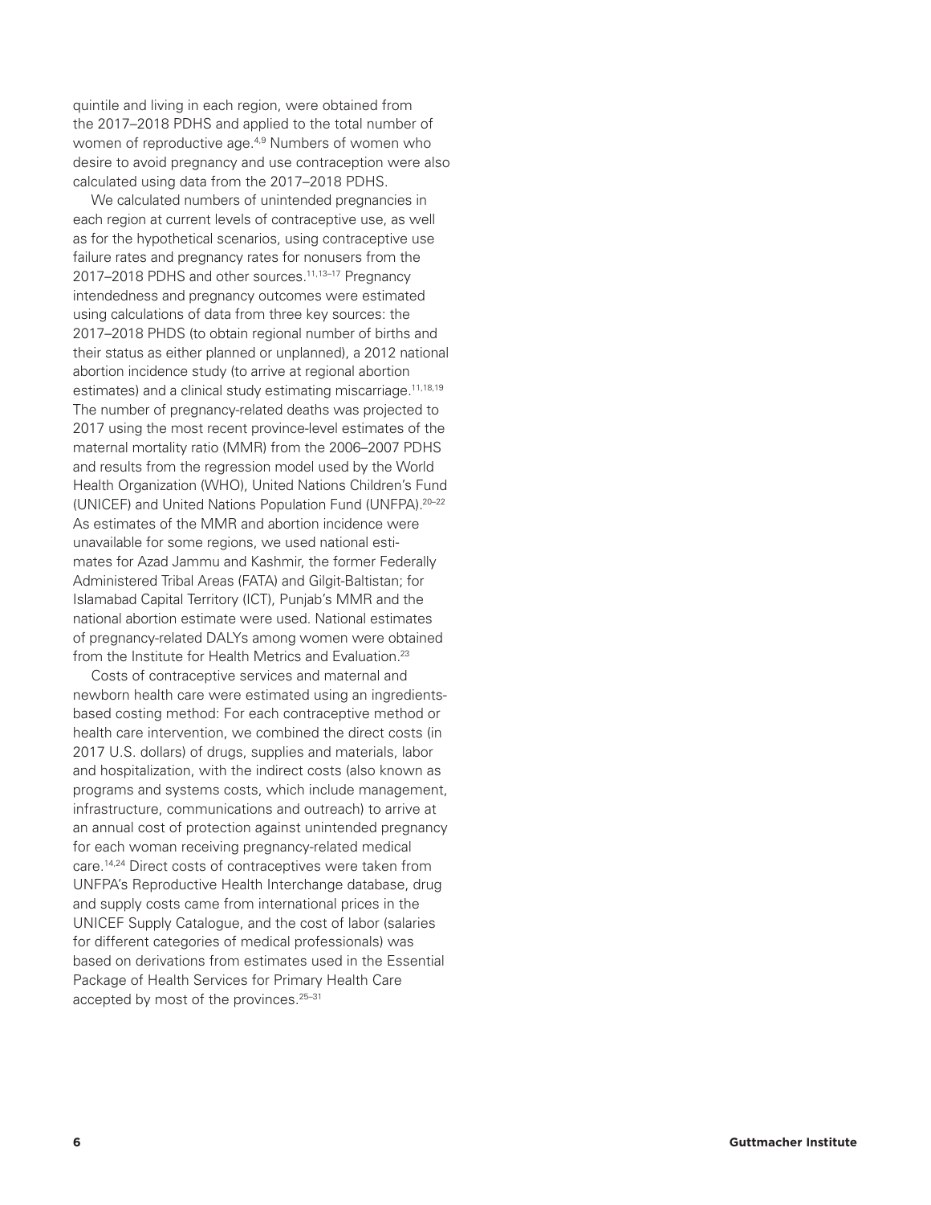quintile and living in each region, were obtained from the 2017–2018 PDHS and applied to the total number of women of reproductive age.[4,9] Numbers of women who desire to avoid pregnancy and use contraception were also calculated using data from the 2017–2018 PDHS.

We calculated numbers of unintended pregnancies in each region at current levels of contraceptive use, as well as for the hypothetical scenarios, using contraceptive use failure rates and pregnancy rates for nonusers from the 2017–2018 PDHS and other sources.[11,13–17] Pregnancy intendedness and pregnancy outcomes were estimated using calculations of data from three key sources: the 2017–2018 PHDS (to obtain regional number of births and their status as either planned or unplanned), a 2012 national abortion incidence study (to arrive at regional abortion estimates) and a clinical study estimating miscarriage.[11,18,19] The number of pregnancy-related deaths was projected to 2017 using the most recent province-level estimates of the maternal mortality ratio (MMR) from the 2006–2007 PDHS and results from the regression model used by the World Health Organization (WHO), United Nations Children's Fund (UNICEF) and United Nations Population Fund (UNFPA).[20–22] As estimates of the MMR and abortion incidence were unavailable for some regions, we used national estimates for Azad Jammu and Kashmir, the former Federally Administered Tribal Areas (FATA) and Gilgit-Baltistan; for Islamabad Capital Territory (ICT), Punjab's MMR and the national abortion estimate were used. National estimates of pregnancy-related DALYs among women were obtained from the Institute for Health Metrics and Evaluation.[23]

Costs of contraceptive services and maternal and newborn health care were estimated using an ingredients-based costing method: For each contraceptive method or health care intervention, we combined the direct costs (in 2017 U.S. dollars) of drugs, supplies and materials, labor and hospitalization, with the indirect costs (also known as programs and systems costs, which include management, infrastructure, communications and outreach) to arrive at an annual cost of protection against unintended pregnancy for each woman receiving pregnancy-related medical care.[14,24] Direct costs of contraceptives were taken from UNFPA's Reproductive Health Interchange database, drug and supply costs came from international prices in the UNICEF Supply Catalogue, and the cost of labor (salaries for different categories of medical professionals) was based on derivations from estimates used in the Essential Package of Health Services for Primary Health Care accepted by most of the provinces.[25–31]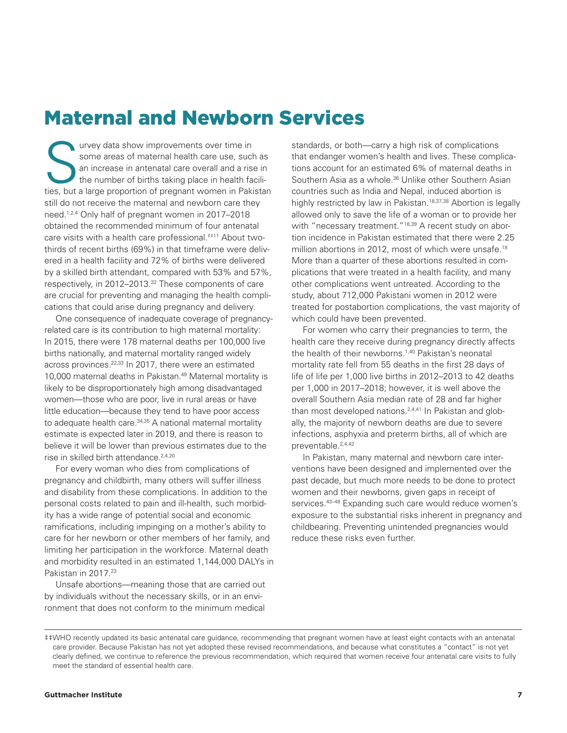# Maternal and Newborn Services

Survey data show improvements over time in some areas of maternal health care use, such as an increase in antenatal care overall and a rise in the number of births taking place in health facilities, but a large proportion of pregnant women in Pakistan still do not receive the maternal and newborn care they need.[1,2,4] Only half of pregnant women in 2017–2018 obtained the recommended minimum of four antenatal care visits with a health care professional.[‡‡11] About two-thirds of recent births (69%) in that timeframe were delivered in a health facility and 72% of births were delivered by a skilled birth attendant, compared with 53% and 57%, respectively, in 2012–2013.[32] These components of care are crucial for preventing and managing the health complications that could arise during pregnancy and delivery.

One consequence of inadequate coverage of pregnancy-related care is its contribution to high maternal mortality: In 2015, there were 178 maternal deaths per 100,000 live births nationally, and maternal mortality ranged widely across provinces.[22,33] In 2017, there were an estimated 10,000 maternal deaths in Pakistan.[49] Maternal mortality is likely to be disproportionately high among disadvantaged women—those who are poor, live in rural areas or have little education—because they tend to have poor access to adequate health care.[34,35] A national maternal mortality estimate is expected later in 2019, and there is reason to believe it will be lower than previous estimates due to the rise in skilled birth attendance.[2,4,20]

For every woman who dies from complications of pregnancy and childbirth, many others will suffer illness and disability from these complications. In addition to the personal costs related to pain and ill-health, such morbidity has a wide range of potential social and economic ramifications, including impinging on a mother's ability to care for her newborn or other members of her family, and limiting her participation in the workforce. Maternal death and morbidity resulted in an estimated 1,144,000 DALYs in Pakistan in 2017.[23]

Unsafe abortions—meaning those that are carried out by individuals without the necessary skills, or in an environment that does not conform to the minimum medical standards, or both—carry a high risk of complications that endanger women's health and lives. These complications account for an estimated 6% of maternal deaths in Southern Asia as a whole.[36] Unlike other Southern Asian countries such as India and Nepal, induced abortion is highly restricted by law in Pakistan.[18,37,38] Abortion is legally allowed only to save the life of a woman or to provide her with "necessary treatment."[18,39] A recent study on abortion incidence in Pakistan estimated that there were 2.25 million abortions in 2012, most of which were unsafe.[18] More than a quarter of these abortions resulted in complications that were treated in a health facility, and many other complications went untreated. According to the study, about 712,000 Pakistani women in 2012 were treated for postabortion complications, the vast majority of which could have been prevented.

For women who carry their pregnancies to term, the health care they receive during pregnancy directly affects the health of their newborns.[1,40] Pakistan's neonatal mortality rate fell from 55 deaths in the first 28 days of life of life per 1,000 live births in 2012–2013 to 42 deaths per 1,000 in 2017–2018; however, it is well above the overall Southern Asia median rate of 28 and far higher than most developed nations.[2,4,41] In Pakistan and globally, the majority of newborn deaths are due to severe infections, asphyxia and preterm births, all of which are preventable.[2,4,42]

In Pakistan, many maternal and newborn care interventions have been designed and implemented over the past decade, but much more needs to be done to protect women and their newborns, given gaps in receipt of services.[43–48] Expanding such care would reduce women's exposure to the substantial risks inherent in pregnancy and childbearing. Preventing unintended pregnancies would reduce these risks even further.

‡‡WHO recently updated its basic antenatal care guidance, recommending that pregnant women have at least eight contacts with an antenatal care provider. Because Pakistan has not yet adopted these revised recommendations, and because what constitutes a "contact" is not yet clearly defined, we continue to reference the previous recommendation, which required that women receive four antenatal care visits to fully meet the standard of essential health care.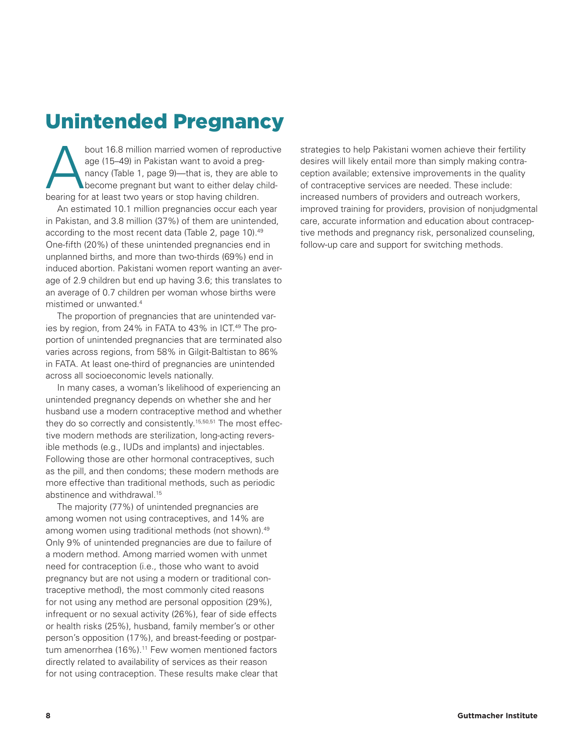# Unintended Pregnancy

About 16.8 million married women of reproductive age (15–49) in Pakistan want to avoid a pregnancy (Table 1, page 9)—that is, they are able to become pregnant but want to either delay childbearing for at least two years or stop having children.

An estimated 10.1 million pregnancies occur each year in Pakistan, and 3.8 million (37%) of them are unintended, according to the most recent data (Table 2, page 10).[49] One-fifth (20%) of these unintended pregnancies end in unplanned births, and more than two-thirds (69%) end in induced abortion. Pakistani women report wanting an average of 2.9 children but end up having 3.6; this translates to an average of 0.7 children per woman whose births were mistimed or unwanted.[4]

The proportion of pregnancies that are unintended varies by region, from 24% in FATA to 43% in ICT.[49] The proportion of unintended pregnancies that are terminated also varies across regions, from 58% in Gilgit-Baltistan to 86% in FATA. At least one-third of pregnancies are unintended across all socioeconomic levels nationally.

In many cases, a woman's likelihood of experiencing an unintended pregnancy depends on whether she and her husband use a modern contraceptive method and whether they do so correctly and consistently.[15,50,51] The most effective modern methods are sterilization, long-acting reversible methods (e.g., IUDs and implants) and injectables. Following those are other hormonal contraceptives, such as the pill, and then condoms; these modern methods are more effective than traditional methods, such as periodic abstinence and withdrawal.[15]

The majority (77%) of unintended pregnancies are among women not using contraceptives, and 14% are among women using traditional methods (not shown).[49] Only 9% of unintended pregnancies are due to failure of a modern method. Among married women with unmet need for contraception (i.e., those who want to avoid pregnancy but are not using a modern or traditional contraceptive method), the most commonly cited reasons for not using any method are personal opposition (29%), infrequent or no sexual activity (26%), fear of side effects or health risks (25%), husband, family member's or other person's opposition (17%), and breast-feeding or postpartum amenorrhea (16%).[11] Few women mentioned factors directly related to availability of services as their reason for not using contraception. These results make clear that strategies to help Pakistani women achieve their fertility desires will likely entail more than simply making contraception available; extensive improvements in the quality of contraceptive services are needed. These include: increased numbers of providers and outreach workers, improved training for providers, provision of nonjudgmental care, accurate information and education about contraceptive methods and pregnancy risk, personalized counseling, follow-up care and support for switching methods.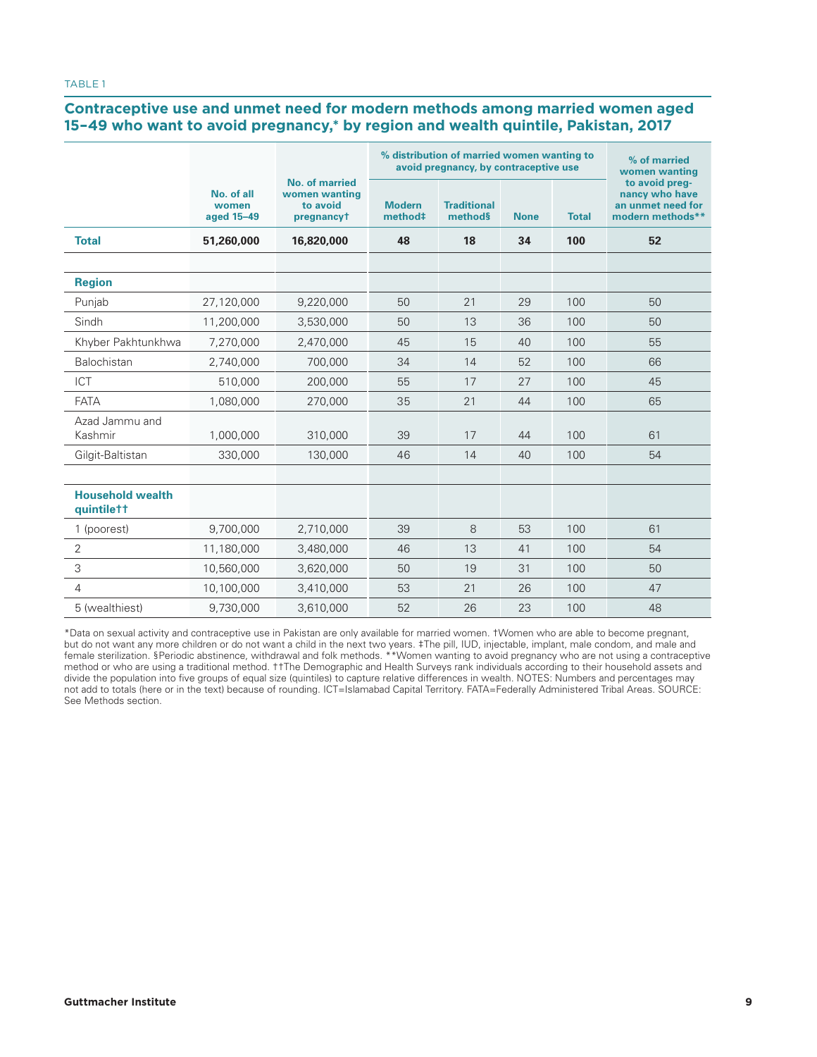TABLE 1

## Contraceptive use and unmet need for modern methods among married women aged 15–49 who want to avoid pregnancy,* by region and wealth quintile, Pakistan, 2017

| | No. of all women aged 15–49 | No. of married women wanting to avoid pregnancy† | % distribution of married women wanting to avoid pregnancy, by contraceptive use | | | | % of married women wanting to avoid pregnancy who have an unmet need for modern methods** |
|---|---|---|---|---|---|---|---|
| | | | Modern method‡ | Traditional method§ | None | Total | |
| **Total** | **51,260,000** | **16,820,000** | **48** | **18** | **34** | **100** | **52** |
| | | | | | | | |
| **Region** | | | | | | | |
| Punjab | 27,120,000 | 9,220,000 | 50 | 21 | 29 | 100 | 50 |
| Sindh | 11,200,000 | 3,530,000 | 50 | 13 | 36 | 100 | 50 |
| Khyber Pakhtunkhwa | 7,270,000 | 2,470,000 | 45 | 15 | 40 | 100 | 55 |
| Balochistan | 2,740,000 | 700,000 | 34 | 14 | 52 | 100 | 66 |
| ICT | 510,000 | 200,000 | 55 | 17 | 27 | 100 | 45 |
| FATA | 1,080,000 | 270,000 | 35 | 21 | 44 | 100 | 65 |
| Azad Jammu and Kashmir | 1,000,000 | 310,000 | 39 | 17 | 44 | 100 | 61 |
| Gilgit-Baltistan | 330,000 | 130,000 | 46 | 14 | 40 | 100 | 54 |
| | | | | | | | |
| **Household wealth quintile††** | | | | | | | |
| 1 (poorest) | 9,700,000 | 2,710,000 | 39 | 8 | 53 | 100 | 61 |
| 2 | 11,180,000 | 3,480,000 | 46 | 13 | 41 | 100 | 54 |
| 3 | 10,560,000 | 3,620,000 | 50 | 19 | 31 | 100 | 50 |
| 4 | 10,100,000 | 3,410,000 | 53 | 21 | 26 | 100 | 47 |
| 5 (wealthiest) | 9,730,000 | 3,610,000 | 52 | 26 | 23 | 100 | 48 |

*Data on sexual activity and contraceptive use in Pakistan are only available for married women. †Women who are able to become pregnant, but do not want any more children or do not want a child in the next two years. ‡The pill, IUD, injectable, implant, male condom, and male and female sterilization. §Periodic abstinence, withdrawal and folk methods. **Women wanting to avoid pregnancy who are not using a contraceptive method or who are using a traditional method. ††The Demographic and Health Surveys rank individuals according to their household assets and divide the population into five groups of equal size (quintiles) to capture relative differences in wealth. NOTES: Numbers and percentages may not add to totals (here or in the text) because of rounding. ICT=Islamabad Capital Territory. FATA=Federally Administered Tribal Areas. SOURCE: See Methods section.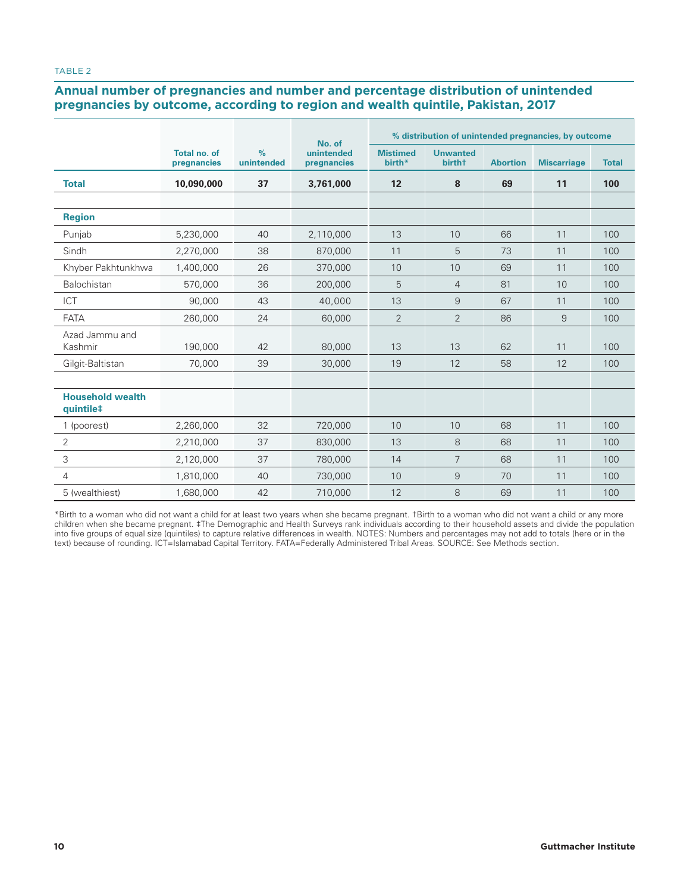TABLE 2

## Annual number of pregnancies and number and percentage distribution of unintended pregnancies by outcome, according to region and wealth quintile, Pakistan, 2017

| | Total no. of pregnancies | % unintended | No. of unintended pregnancies | % distribution of unintended pregnancies, by outcome | | | | |
|---|---|---|---|---|---|---|---|---|
| | | | | Mistimed birth* | Unwanted birth† | Abortion | Miscarriage | Total |
| **Total** | **10,090,000** | **37** | **3,761,000** | **12** | **8** | **69** | **11** | **100** |
| | | | | | | | | |
| **Region** | | | | | | | | |
| Punjab | 5,230,000 | 40 | 2,110,000 | 13 | 10 | 66 | 11 | 100 |
| Sindh | 2,270,000 | 38 | 870,000 | 11 | 5 | 73 | 11 | 100 |
| Khyber Pakhtunkhwa | 1,400,000 | 26 | 370,000 | 10 | 10 | 69 | 11 | 100 |
| Balochistan | 570,000 | 36 | 200,000 | 5 | 4 | 81 | 10 | 100 |
| ICT | 90,000 | 43 | 40,000 | 13 | 9 | 67 | 11 | 100 |
| FATA | 260,000 | 24 | 60,000 | 2 | 2 | 86 | 9 | 100 |
| Azad Jammu and Kashmir | 190,000 | 42 | 80,000 | 13 | 13 | 62 | 11 | 100 |
| Gilgit-Baltistan | 70,000 | 39 | 30,000 | 19 | 12 | 58 | 12 | 100 |
| | | | | | | | | |
| **Household wealth quintile‡** | | | | | | | | |
| 1 (poorest) | 2,260,000 | 32 | 720,000 | 10 | 10 | 68 | 11 | 100 |
| 2 | 2,210,000 | 37 | 830,000 | 13 | 8 | 68 | 11 | 100 |
| 3 | 2,120,000 | 37 | 780,000 | 14 | 7 | 68 | 11 | 100 |
| 4 | 1,810,000 | 40 | 730,000 | 10 | 9 | 70 | 11 | 100 |
| 5 (wealthiest) | 1,680,000 | 42 | 710,000 | 12 | 8 | 69 | 11 | 100 |

*Birth to a woman who did not want a child for at least two years when she became pregnant. †Birth to a woman who did not want a child or any more children when she became pregnant. ‡The Demographic and Health Surveys rank individuals according to their household assets and divide the population into five groups of equal size (quintiles) to capture relative differences in wealth. NOTES: Numbers and percentages may not add to totals (here or in the text) because of rounding. ICT=Islamabad Capital Territory. FATA=Federally Administered Tribal Areas. SOURCE: See Methods section.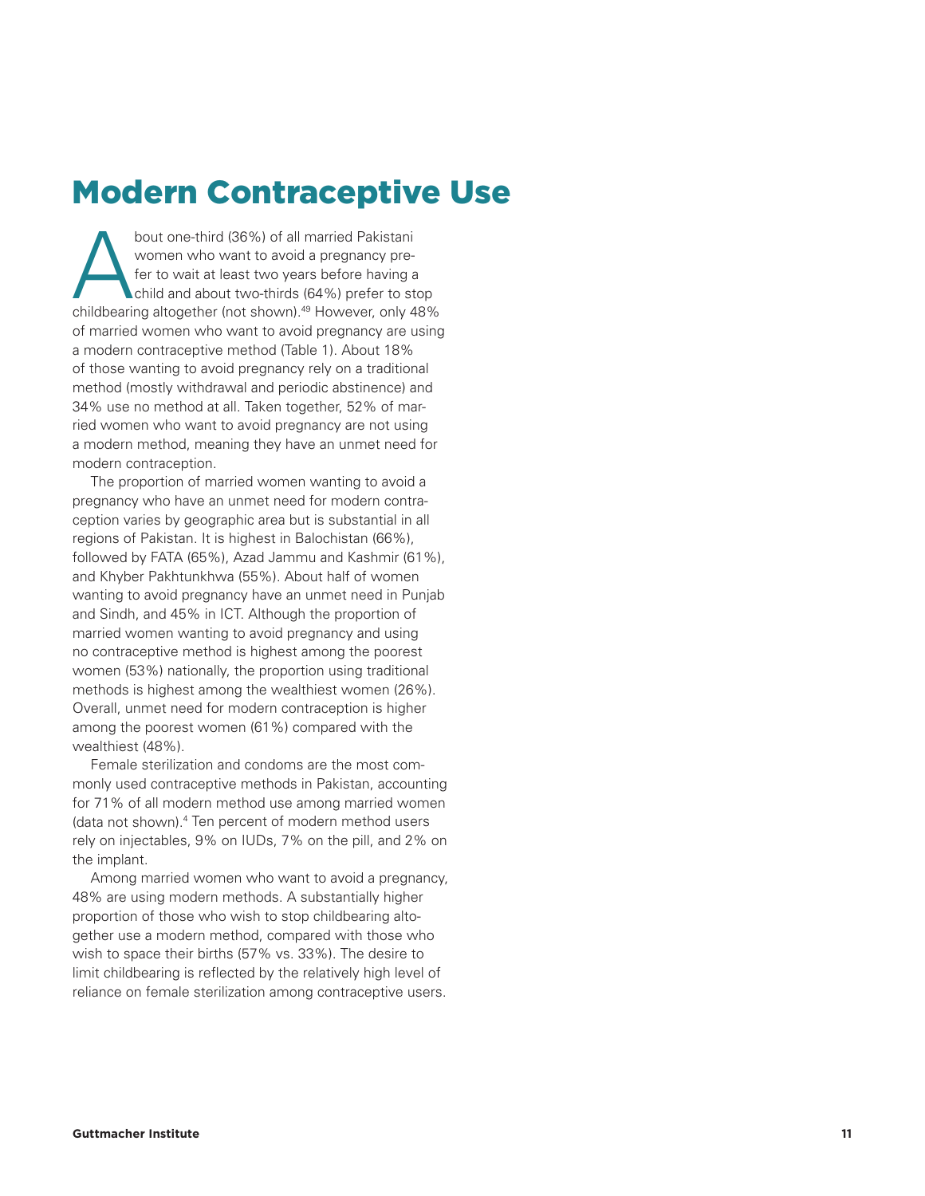# Modern Contraceptive Use

About one-third (36%) of all married Pakistani women who want to avoid a pregnancy prefer to wait at least two years before having a child and about two-thirds (64%) prefer to stop childbearing altogether (not shown).[49] However, only 48% of married women who want to avoid pregnancy are using a modern contraceptive method (Table 1). About 18% of those wanting to avoid pregnancy rely on a traditional method (mostly withdrawal and periodic abstinence) and 34% use no method at all. Taken together, 52% of married women who want to avoid pregnancy are not using a modern method, meaning they have an unmet need for modern contraception.

The proportion of married women wanting to avoid a pregnancy who have an unmet need for modern contraception varies by geographic area but is substantial in all regions of Pakistan. It is highest in Balochistan (66%), followed by FATA (65%), Azad Jammu and Kashmir (61%), and Khyber Pakhtunkhwa (55%). About half of women wanting to avoid pregnancy have an unmet need in Punjab and Sindh, and 45% in ICT. Although the proportion of married women wanting to avoid pregnancy and using no contraceptive method is highest among the poorest women (53%) nationally, the proportion using traditional methods is highest among the wealthiest women (26%). Overall, unmet need for modern contraception is higher among the poorest women (61%) compared with the wealthiest (48%).

Female sterilization and condoms are the most commonly used contraceptive methods in Pakistan, accounting for 71% of all modern method use among married women (data not shown).[4] Ten percent of modern method users rely on injectables, 9% on IUDs, 7% on the pill, and 2% on the implant.

Among married women who want to avoid a pregnancy, 48% are using modern methods. A substantially higher proportion of those who wish to stop childbearing altogether use a modern method, compared with those who wish to space their births (57% vs. 33%). The desire to limit childbearing is reflected by the relatively high level of reliance on female sterilization among contraceptive users.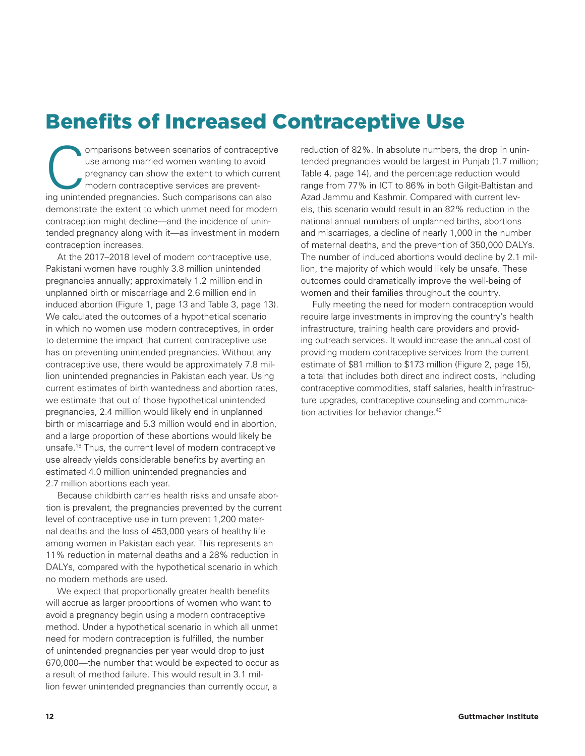# Benefits of Increased Contraceptive Use

Comparisons between scenarios of contraceptive use among married women wanting to avoid pregnancy can show the extent to which current modern contraceptive services are preventing unintended pregnancies. Such comparisons can also demonstrate the extent to which unmet need for modern contraception might decline—and the incidence of unintended pregnancy along with it—as investment in modern contraception increases.

At the 2017–2018 level of modern contraceptive use, Pakistani women have roughly 3.8 million unintended pregnancies annually; approximately 1.2 million end in unplanned birth or miscarriage and 2.6 million end in induced abortion (Figure 1, page 13 and Table 3, page 13). We calculated the outcomes of a hypothetical scenario in which no women use modern contraceptives, in order to determine the impact that current contraceptive use has on preventing unintended pregnancies. Without any contraceptive use, there would be approximately 7.8 million unintended pregnancies in Pakistan each year. Using current estimates of birth wantedness and abortion rates, we estimate that out of those hypothetical unintended pregnancies, 2.4 million would likely end in unplanned birth or miscarriage and 5.3 million would end in abortion, and a large proportion of these abortions would likely be unsafe.[18] Thus, the current level of modern contraceptive use already yields considerable benefits by averting an estimated 4.0 million unintended pregnancies and 2.7 million abortions each year.

Because childbirth carries health risks and unsafe abortion is prevalent, the pregnancies prevented by the current level of contraceptive use in turn prevent 1,200 maternal deaths and the loss of 453,000 years of healthy life among women in Pakistan each year. This represents an 11% reduction in maternal deaths and a 28% reduction in DALYs, compared with the hypothetical scenario in which no modern methods are used.

We expect that proportionally greater health benefits will accrue as larger proportions of women who want to avoid a pregnancy begin using a modern contraceptive method. Under a hypothetical scenario in which all unmet need for modern contraception is fulfilled, the number of unintended pregnancies per year would drop to just 670,000—the number that would be expected to occur as a result of method failure. This would result in 3.1 million fewer unintended pregnancies than currently occur, a reduction of 82%. In absolute numbers, the drop in unintended pregnancies would be largest in Punjab (1.7 million; Table 4, page 14), and the percentage reduction would range from 77% in ICT to 86% in both Gilgit-Baltistan and Azad Jammu and Kashmir. Compared with current levels, this scenario would result in an 82% reduction in the national annual numbers of unplanned births, abortions and miscarriages, a decline of nearly 1,000 in the number of maternal deaths, and the prevention of 350,000 DALYs. The number of induced abortions would decline by 2.1 million, the majority of which would likely be unsafe. These outcomes could dramatically improve the well-being of women and their families throughout the country.

Fully meeting the need for modern contraception would require large investments in improving the country's health infrastructure, training health care providers and providing outreach services. It would increase the annual cost of providing modern contraceptive services from the current estimate of $81 million to $173 million (Figure 2, page 15), a total that includes both direct and indirect costs, including contraceptive commodities, staff salaries, health infrastructure upgrades, contraceptive counseling and communication activities for behavior change.[49]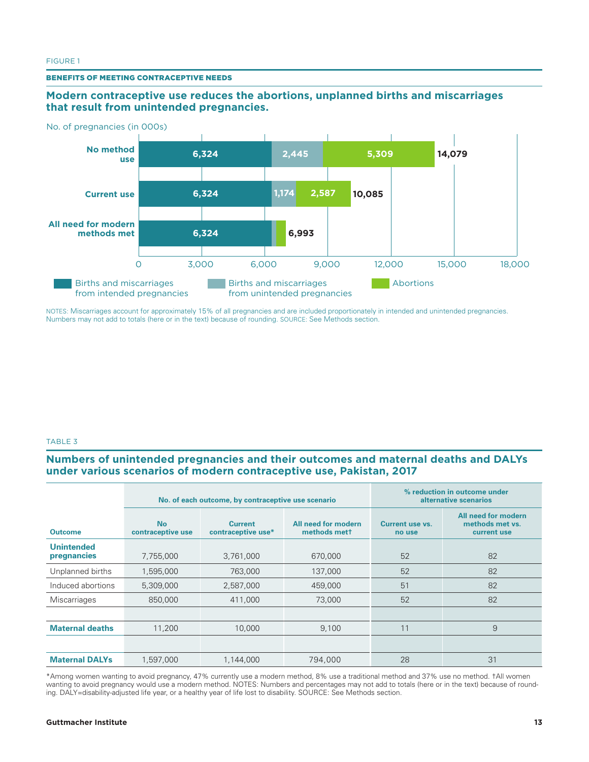FIGURE 1

**BENEFITS OF MEETING CONTRACEPTIVE NEEDS**

## Modern contraceptive use reduces the abortions, unplanned births and miscarriages that result from unintended pregnancies.

No. of pregnancies (in 000s)

| Scenario | Births and miscarriages from intended pregnancies | Births and miscarriages from unintended pregnancies | Abortions | Total |
|---|---|---|---|---|
| No method use | 6,324 | 2,445 | 5,309 | 14,079 |
| Current use | 6,324 | 1,174 | 2,587 | 10,085 |
| All need for modern methods met | 6,324 | | | 6,993 |

NOTES: Miscarriages account for approximately 15% of all pregnancies and are included proportionately in intended and unintended pregnancies. Numbers may not add to totals (here or in the text) because of rounding. SOURCE: See Methods section.

TABLE 3

## Numbers of unintended pregnancies and their outcomes and maternal deaths and DALYs under various scenarios of modern contraceptive use, Pakistan, 2017

| | No. of each outcome, by contraceptive use scenario | | | % reduction in outcome under alternative scenarios | |
|---|---|---|---|---|---|
| **Outcome** | **No contraceptive use** | **Current contraceptive use*** | **All need for modern methods met†** | **Current use vs. no use** | **All need for modern methods met vs. current use** |
| **Unintended pregnancies** | 7,755,000 | 3,761,000 | 670,000 | 52 | 82 |
| Unplanned births | 1,595,000 | 763,000 | 137,000 | 52 | 82 |
| Induced abortions | 5,309,000 | 2,587,000 | 459,000 | 51 | 82 |
| Miscarriages | 850,000 | 411,000 | 73,000 | 52 | 82 |
| **Maternal deaths** | 11,200 | 10,000 | 9,100 | 11 | 9 |
| **Maternal DALYs** | 1,597,000 | 1,144,000 | 794,000 | 28 | 31 |

*Among women wanting to avoid pregnancy, 47% currently use a modern method, 8% use a traditional method and 37% use no method. †All women wanting to avoid pregnancy would use a modern method. NOTES: Numbers and percentages may not add to totals (here or in the text) because of rounding. DALY=disability-adjusted life year, or a healthy year of life lost to disability. SOURCE: See Methods section.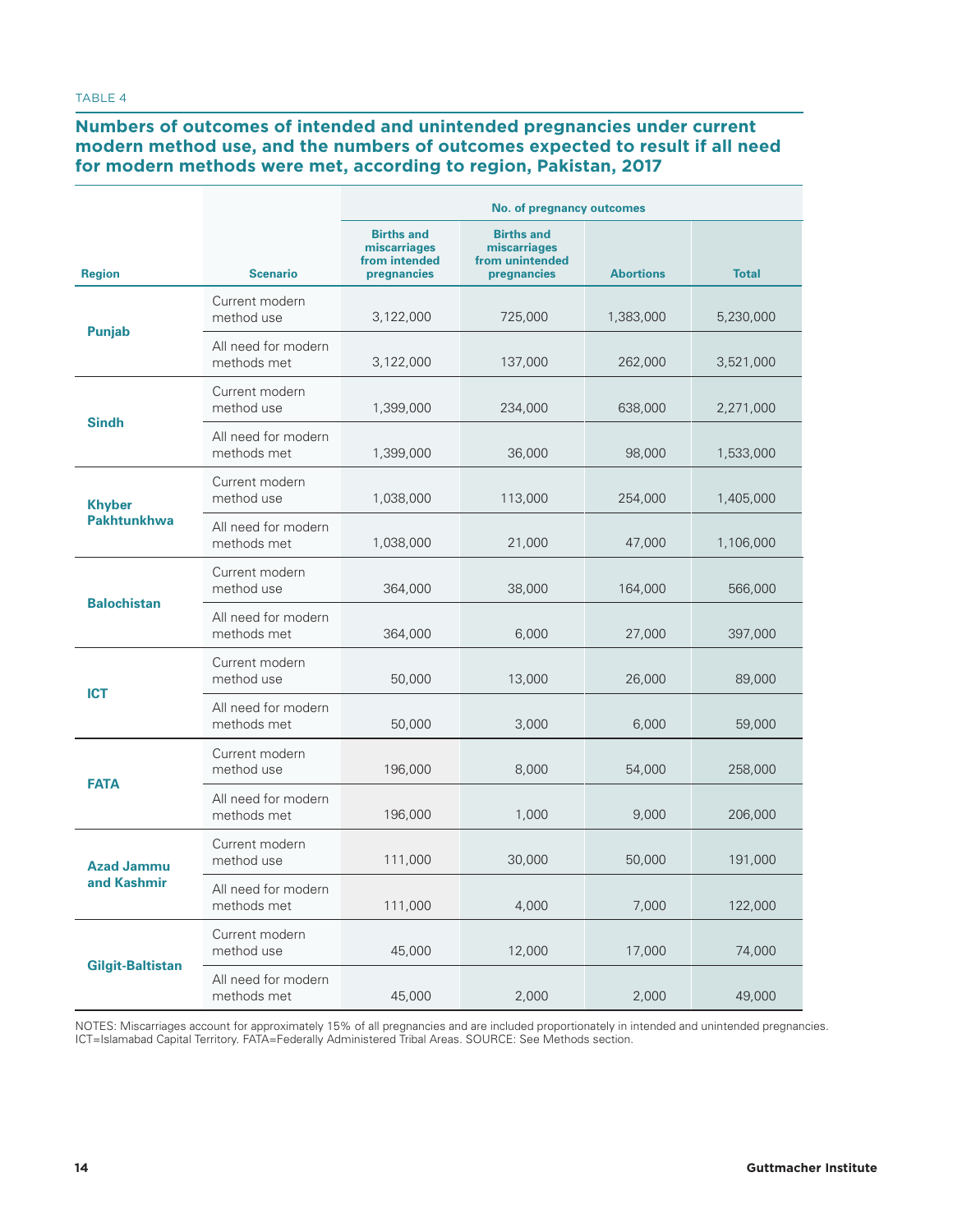TABLE 4

**Numbers of outcomes of intended and unintended pregnancies under current modern method use, and the numbers of outcomes expected to result if all need for modern methods were met, according to region, Pakistan, 2017**

| Region | Scenario | No. of pregnancy outcomes | | | |
|---|---|---|---|---|---|
| | | Births and miscarriages from intended pregnancies | Births and miscarriages from unintended pregnancies | Abortions | Total |
| **Punjab** | Current modern method use | 3,122,000 | 725,000 | 1,383,000 | 5,230,000 |
| | All need for modern methods met | 3,122,000 | 137,000 | 262,000 | 3,521,000 |
| **Sindh** | Current modern method use | 1,399,000 | 234,000 | 638,000 | 2,271,000 |
| | All need for modern methods met | 1,399,000 | 36,000 | 98,000 | 1,533,000 |
| **Khyber Pakhtunkhwa** | Current modern method use | 1,038,000 | 113,000 | 254,000 | 1,405,000 |
| | All need for modern methods met | 1,038,000 | 21,000 | 47,000 | 1,106,000 |
| **Balochistan** | Current modern method use | 364,000 | 38,000 | 164,000 | 566,000 |
| | All need for modern methods met | 364,000 | 6,000 | 27,000 | 397,000 |
| **ICT** | Current modern method use | 50,000 | 13,000 | 26,000 | 89,000 |
| | All need for modern methods met | 50,000 | 3,000 | 6,000 | 59,000 |
| **FATA** | Current modern method use | 196,000 | 8,000 | 54,000 | 258,000 |
| | All need for modern methods met | 196,000 | 1,000 | 9,000 | 206,000 |
| **Azad Jammu and Kashmir** | Current modern method use | 111,000 | 30,000 | 50,000 | 191,000 |
| | All need for modern methods met | 111,000 | 4,000 | 7,000 | 122,000 |
| **Gilgit-Baltistan** | Current modern method use | 45,000 | 12,000 | 17,000 | 74,000 |
| | All need for modern methods met | 45,000 | 2,000 | 2,000 | 49,000 |

NOTES: Miscarriages account for approximately 15% of all pregnancies and are included proportionately in intended and unintended pregnancies. ICT=Islamabad Capital Territory. FATA=Federally Administered Tribal Areas. SOURCE: See Methods section.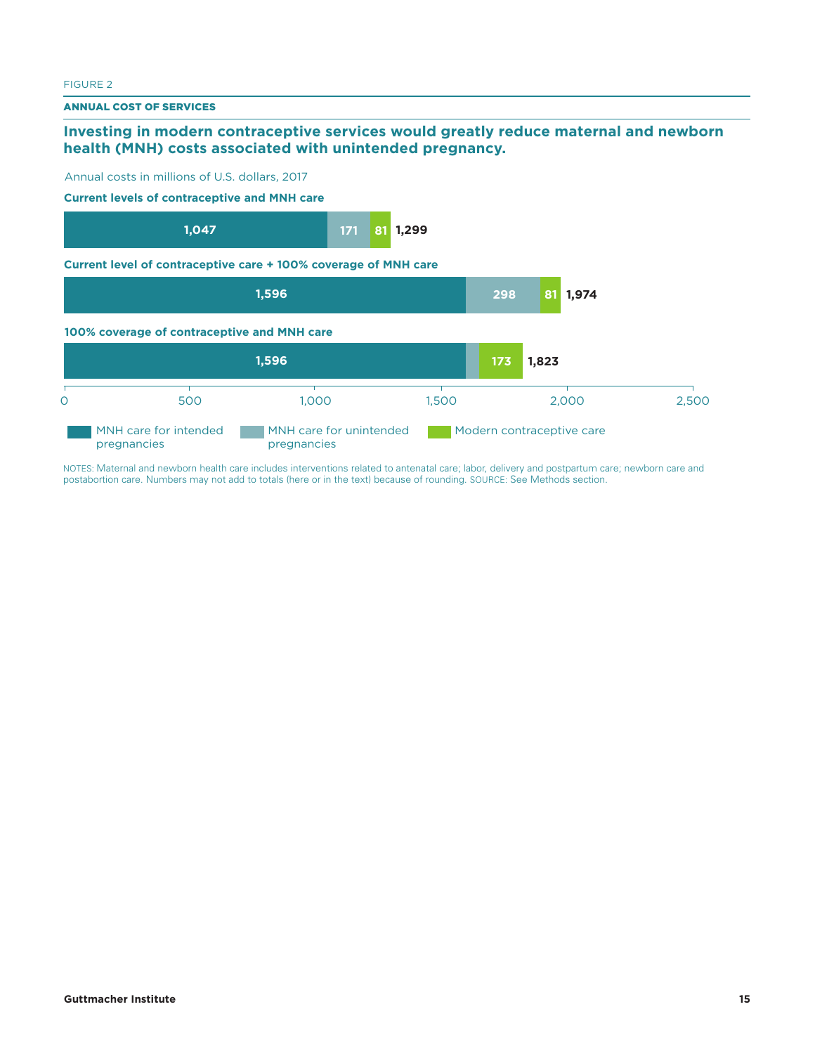FIGURE 2

**ANNUAL COST OF SERVICES**

## Investing in modern contraceptive services would greatly reduce maternal and newborn health (MNH) costs associated with unintended pregnancy.

Annual costs in millions of U.S. dollars, 2017

| Scenario | MNH care for intended pregnancies | MNH care for unintended pregnancies | Modern contraceptive care | Total |
|---|---|---|---|---|
| Current levels of contraceptive and MNH care | 1,047 | 171 | 81 | 1,299 |
| Current level of contraceptive care + 100% coverage of MNH care | 1,596 | 298 | 81 | 1,974 |
| 100% coverage of contraceptive and MNH care | 1,596 | | 173 | 1,823 |

NOTES: Maternal and newborn health care includes interventions related to antenatal care; labor, delivery and postpartum care; newborn care and postabortion care. Numbers may not add to totals (here or in the text) because of rounding. SOURCE: See Methods section.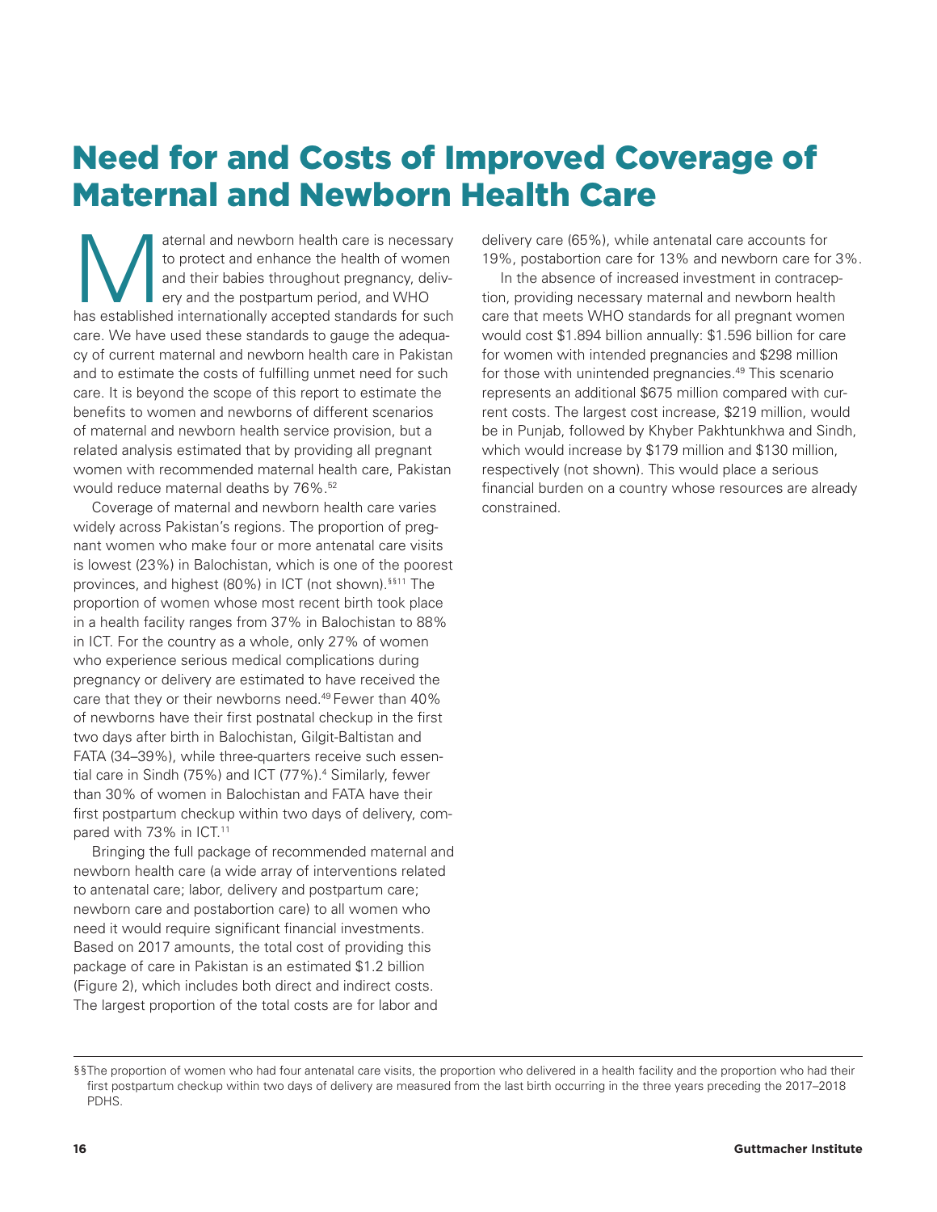# Need for and Costs of Improved Coverage of Maternal and Newborn Health Care

Maternal and newborn health care is necessary to protect and enhance the health of women and their babies throughout pregnancy, delivery and the postpartum period, and WHO has established internationally accepted standards for such care. We have used these standards to gauge the adequacy of current maternal and newborn health care in Pakistan and to estimate the costs of fulfilling unmet need for such care. It is beyond the scope of this report to estimate the benefits to women and newborns of different scenarios of maternal and newborn health service provision, but a related analysis estimated that by providing all pregnant women with recommended maternal health care, Pakistan would reduce maternal deaths by 76%.[52]

Coverage of maternal and newborn health care varies widely across Pakistan's regions. The proportion of pregnant women who make four or more antenatal care visits is lowest (23%) in Balochistan, which is one of the poorest provinces, and highest (80%) in ICT (not shown).[§§11] The proportion of women whose most recent birth took place in a health facility ranges from 37% in Balochistan to 88% in ICT. For the country as a whole, only 27% of women who experience serious medical complications during pregnancy or delivery are estimated to have received the care that they or their newborns need.[49] Fewer than 40% of newborns have their first postnatal checkup in the first two days after birth in Balochistan, Gilgit-Baltistan and FATA (34–39%), while three-quarters receive such essential care in Sindh (75%) and ICT (77%).[4] Similarly, fewer than 30% of women in Balochistan and FATA have their first postpartum checkup within two days of delivery, compared with 73% in ICT.[11]

Bringing the full package of recommended maternal and newborn health care (a wide array of interventions related to antenatal care; labor, delivery and postpartum care; newborn care and postabortion care) to all women who need it would require significant financial investments. Based on 2017 amounts, the total cost of providing this package of care in Pakistan is an estimated $1.2 billion (Figure 2), which includes both direct and indirect costs. The largest proportion of the total costs are for labor and delivery care (65%), while antenatal care accounts for 19%, postabortion care for 13% and newborn care for 3%.

In the absence of increased investment in contraception, providing necessary maternal and newborn health care that meets WHO standards for all pregnant women would cost $1.894 billion annually: $1.596 billion for care for women with intended pregnancies and $298 million for those with unintended pregnancies.[49] This scenario represents an additional $675 million compared with current costs. The largest cost increase, $219 million, would be in Punjab, followed by Khyber Pakhtunkhwa and Sindh, which would increase by $179 million and $130 million, respectively (not shown). This would place a serious financial burden on a country whose resources are already constrained.

§§The proportion of women who had four antenatal care visits, the proportion who delivered in a health facility and the proportion who had their first postpartum checkup within two days of delivery are measured from the last birth occurring in the three years preceding the 2017–2018 PDHS.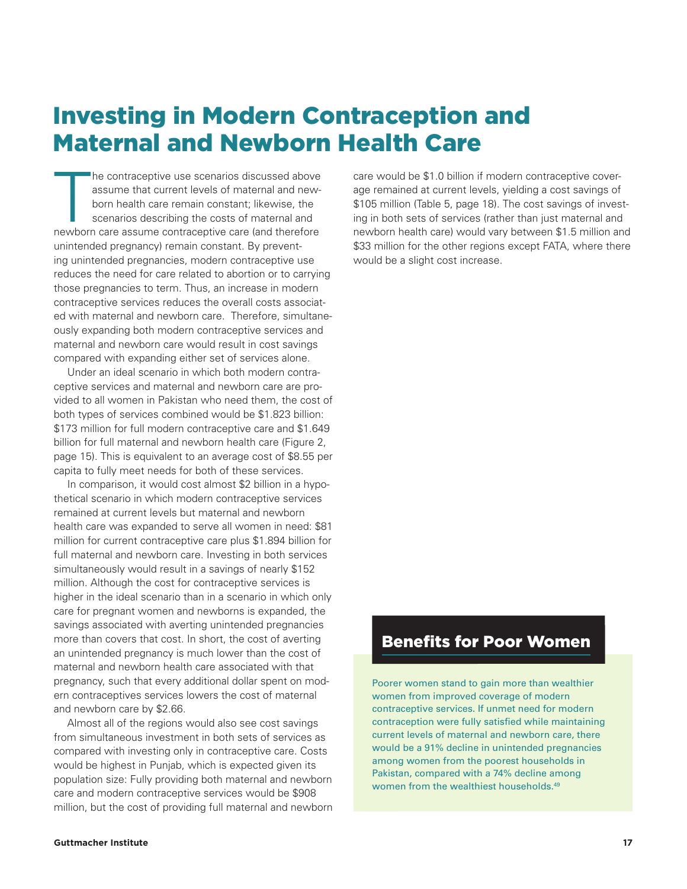# Investing in Modern Contraception and Maternal and Newborn Health Care

The contraceptive use scenarios discussed above assume that current levels of maternal and newborn health care remain constant; likewise, the scenarios describing the costs of maternal and newborn care assume contraceptive care (and therefore unintended pregnancy) remain constant. By preventing unintended pregnancies, modern contraceptive use reduces the need for care related to abortion or to carrying those pregnancies to term. Thus, an increase in modern contraceptive services reduces the overall costs associated with maternal and newborn care. Therefore, simultaneously expanding both modern contraceptive services and maternal and newborn care would result in cost savings compared with expanding either set of services alone.

Under an ideal scenario in which both modern contraceptive services and maternal and newborn care are provided to all women in Pakistan who need them, the cost of both types of services combined would be $1.823 billion: $173 million for full modern contraceptive care and $1.649 billion for full maternal and newborn health care (Figure 2, page 15). This is equivalent to an average cost of $8.55 per capita to fully meet needs for both of these services.

In comparison, it would cost almost $2 billion in a hypothetical scenario in which modern contraceptive services remained at current levels but maternal and newborn health care was expanded to serve all women in need: $81 million for current contraceptive care plus $1.894 billion for full maternal and newborn care. Investing in both services simultaneously would result in a savings of nearly $152 million. Although the cost for contraceptive services is higher in the ideal scenario than in a scenario in which only care for pregnant women and newborns is expanded, the savings associated with averting unintended pregnancies more than covers that cost. In short, the cost of averting an unintended pregnancy is much lower than the cost of maternal and newborn health care associated with that pregnancy, such that every additional dollar spent on modern contraceptives services lowers the cost of maternal and newborn care by $2.66.

Almost all of the regions would also see cost savings from simultaneous investment in both sets of services as compared with investing only in contraceptive care. Costs would be highest in Punjab, which is expected given its population size: Fully providing both maternal and newborn care and modern contraceptive services would be $908 million, but the cost of providing full maternal and newborn care would be $1.0 billion if modern contraceptive coverage remained at current levels, yielding a cost savings of $105 million (Table 5, page 18). The cost savings of investing in both sets of services (rather than just maternal and newborn health care) would vary between $1.5 million and $33 million for the other regions except FATA, where there would be a slight cost increase.

## Benefits for Poor Women

Poorer women stand to gain more than wealthier women from improved coverage of modern contraceptive services. If unmet need for modern contraception were fully satisfied while maintaining current levels of maternal and newborn care, there would be a 91% decline in unintended pregnancies among women from the poorest households in Pakistan, compared with a 74% decline among women from the wealthiest households.[49]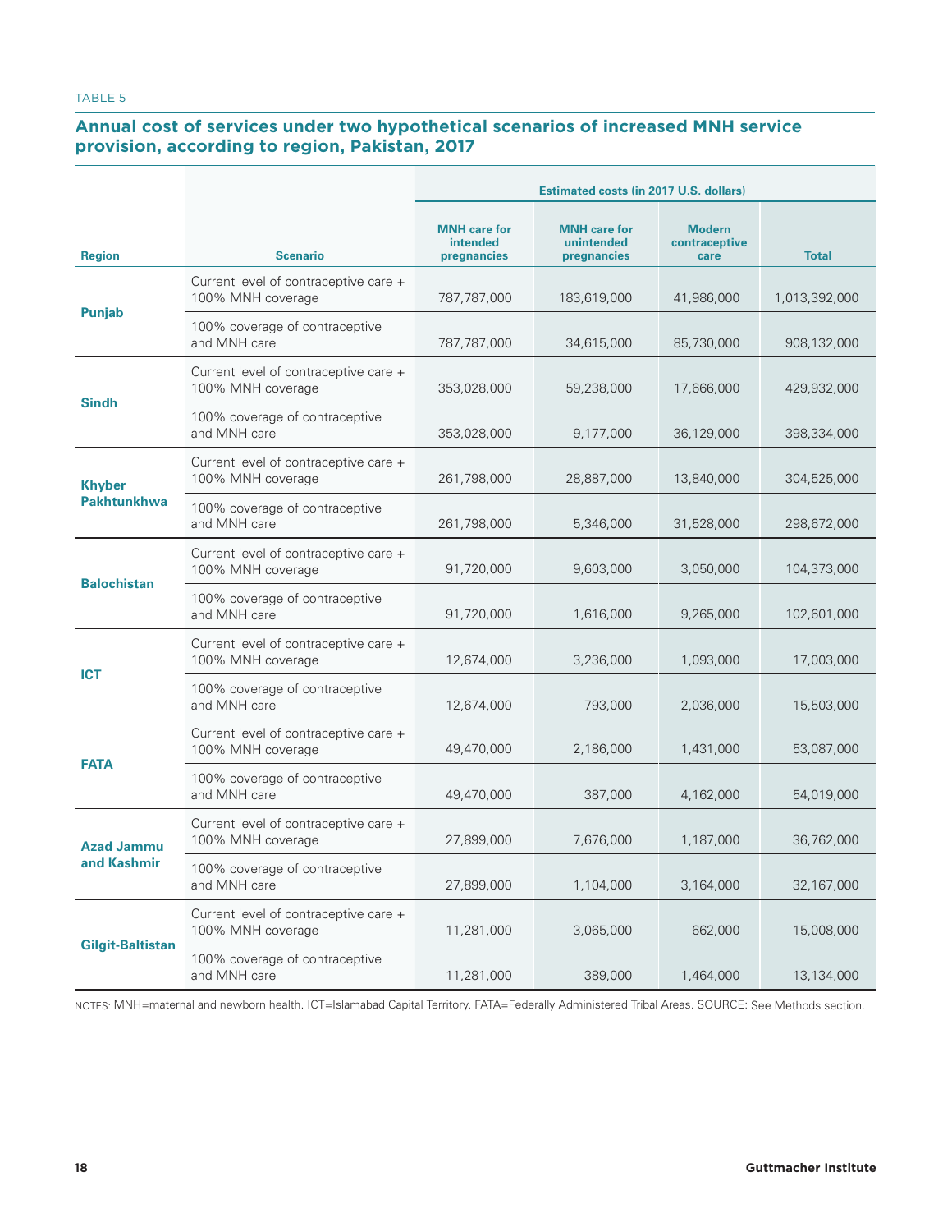TABLE 5

## Annual cost of services under two hypothetical scenarios of increased MNH service provision, according to region, Pakistan, 2017

| Region | Scenario | Estimated costs (in 2017 U.S. dollars) | | | |
|---|---|---|---|---|---|
| | | MNH care for intended pregnancies | MNH care for unintended pregnancies | Modern contraceptive care | Total |
| Punjab | Current level of contraceptive care + 100% MNH coverage | 787,787,000 | 183,619,000 | 41,986,000 | 1,013,392,000 |
| | 100% coverage of contraceptive and MNH care | 787,787,000 | 34,615,000 | 85,730,000 | 908,132,000 |
| Sindh | Current level of contraceptive care + 100% MNH coverage | 353,028,000 | 59,238,000 | 17,666,000 | 429,932,000 |
| | 100% coverage of contraceptive and MNH care | 353,028,000 | 9,177,000 | 36,129,000 | 398,334,000 |
| Khyber Pakhtunkhwa | Current level of contraceptive care + 100% MNH coverage | 261,798,000 | 28,887,000 | 13,840,000 | 304,525,000 |
| | 100% coverage of contraceptive and MNH care | 261,798,000 | 5,346,000 | 31,528,000 | 298,672,000 |
| Balochistan | Current level of contraceptive care + 100% MNH coverage | 91,720,000 | 9,603,000 | 3,050,000 | 104,373,000 |
| | 100% coverage of contraceptive and MNH care | 91,720,000 | 1,616,000 | 9,265,000 | 102,601,000 |
| ICT | Current level of contraceptive care + 100% MNH coverage | 12,674,000 | 3,236,000 | 1,093,000 | 17,003,000 |
| | 100% coverage of contraceptive and MNH care | 12,674,000 | 793,000 | 2,036,000 | 15,503,000 |
| FATA | Current level of contraceptive care + 100% MNH coverage | 49,470,000 | 2,186,000 | 1,431,000 | 53,087,000 |
| | 100% coverage of contraceptive and MNH care | 49,470,000 | 387,000 | 4,162,000 | 54,019,000 |
| Azad Jammu and Kashmir | Current level of contraceptive care + 100% MNH coverage | 27,899,000 | 7,676,000 | 1,187,000 | 36,762,000 |
| | 100% coverage of contraceptive and MNH care | 27,899,000 | 1,104,000 | 3,164,000 | 32,167,000 |
| Gilgit-Baltistan | Current level of contraceptive care + 100% MNH coverage | 11,281,000 | 3,065,000 | 662,000 | 15,008,000 |
| | 100% coverage of contraceptive and MNH care | 11,281,000 | 389,000 | 1,464,000 | 13,134,000 |

NOTES: MNH=maternal and newborn health. ICT=Islamabad Capital Territory. FATA=Federally Administered Tribal Areas. SOURCE: See Methods section.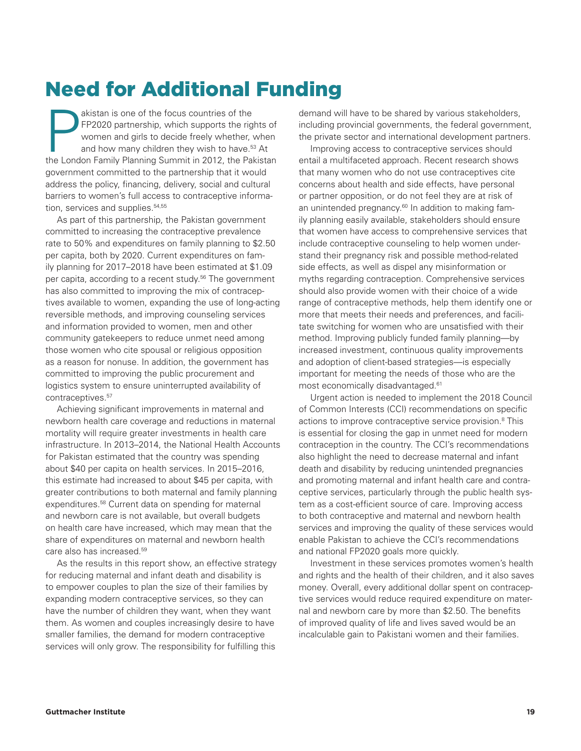# Need for Additional Funding

Pakistan is one of the focus countries of the FP2020 partnership, which supports the rights of women and girls to decide freely whether, when and how many children they wish to have.[53] At the London Family Planning Summit in 2012, the Pakistan government committed to the partnership that it would address the policy, financing, delivery, social and cultural barriers to women's full access to contraceptive information, services and supplies.[54,55]

As part of this partnership, the Pakistan government committed to increasing the contraceptive prevalence rate to 50% and expenditures on family planning to $2.50 per capita, both by 2020. Current expenditures on family planning for 2017–2018 have been estimated at $1.09 per capita, according to a recent study.[56] The government has also committed to improving the mix of contraceptives available to women, expanding the use of long-acting reversible methods, and improving counseling services and information provided to women, men and other community gatekeepers to reduce unmet need among those women who cite spousal or religious opposition as a reason for nonuse. In addition, the government has committed to improving the public procurement and logistics system to ensure uninterrupted availability of contraceptives.[57]

Achieving significant improvements in maternal and newborn health care coverage and reductions in maternal mortality will require greater investments in health care infrastructure. In 2013–2014, the National Health Accounts for Pakistan estimated that the country was spending about $40 per capita on health services. In 2015–2016, this estimate had increased to about $45 per capita, with greater contributions to both maternal and family planning expenditures.[58] Current data on spending for maternal and newborn care is not available, but overall budgets on health care have increased, which may mean that the share of expenditures on maternal and newborn health care also has increased.[59]

As the results in this report show, an effective strategy for reducing maternal and infant death and disability is to empower couples to plan the size of their families by expanding modern contraceptive services, so they can have the number of children they want, when they want them. As women and couples increasingly desire to have smaller families, the demand for modern contraceptive services will only grow. The responsibility for fulfilling this demand will have to be shared by various stakeholders, including provincial governments, the federal government, the private sector and international development partners.

Improving access to contraceptive services should entail a multifaceted approach. Recent research shows that many women who do not use contraceptives cite concerns about health and side effects, have personal or partner opposition, or do not feel they are at risk of an unintended pregnancy.[60] In addition to making family planning easily available, stakeholders should ensure that women have access to comprehensive services that include contraceptive counseling to help women understand their pregnancy risk and possible method-related side effects, as well as dispel any misinformation or myths regarding contraception. Comprehensive services should also provide women with their choice of a wide range of contraceptive methods, help them identify one or more that meets their needs and preferences, and facilitate switching for women who are unsatisfied with their method. Improving publicly funded family planning—by increased investment, continuous quality improvements and adoption of client-based strategies—is especially important for meeting the needs of those who are the most economically disadvantaged.[61]

Urgent action is needed to implement the 2018 Council of Common Interests (CCI) recommendations on specific actions to improve contraceptive service provision.[8] This is essential for closing the gap in unmet need for modern contraception in the country. The CCI's recommendations also highlight the need to decrease maternal and infant death and disability by reducing unintended pregnancies and promoting maternal and infant health care and contraceptive services, particularly through the public health system as a cost-efficient source of care. Improving access to both contraceptive and maternal and newborn health services and improving the quality of these services would enable Pakistan to achieve the CCI's recommendations and national FP2020 goals more quickly.

Investment in these services promotes women's health and rights and the health of their children, and it also saves money. Overall, every additional dollar spent on contraceptive services would reduce required expenditure on maternal and newborn care by more than $2.50. The benefits of improved quality of life and lives saved would be an incalculable gain to Pakistani women and their families.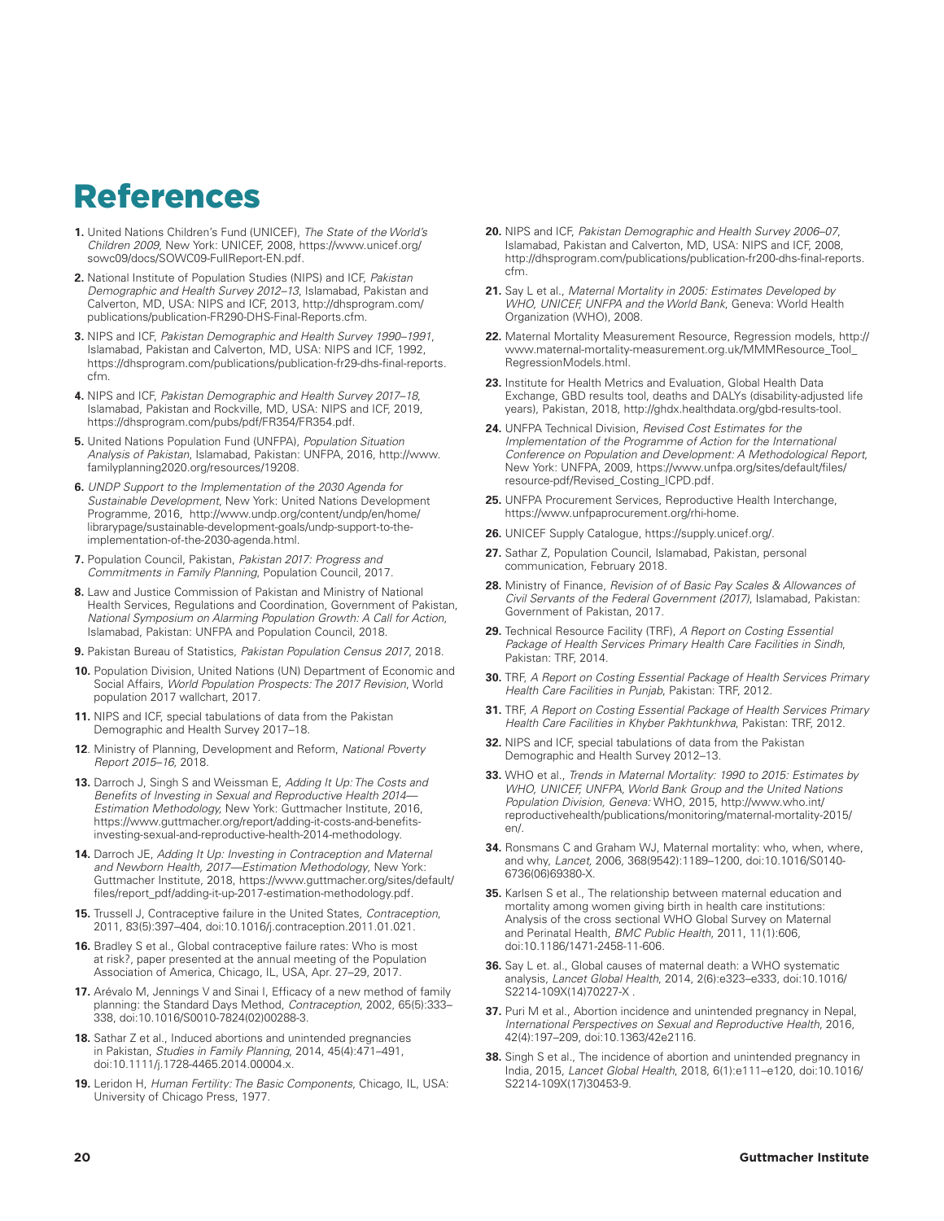# References

1. United Nations Children's Fund (UNICEF), *The State of the World's Children 2009*, New York: UNICEF, 2008, https://www.unicef.org/sowc09/docs/SOWC09-FullReport-EN.pdf.
2. National Institute of Population Studies (NIPS) and ICF, *Pakistan Demographic and Health Survey 2012–13*, Islamabad, Pakistan and Calverton, MD, USA: NIPS and ICF, 2013, http://dhsprogram.com/publications/publication-FR290-DHS-Final-Reports.cfm.
3. NIPS and ICF, *Pakistan Demographic and Health Survey 1990–1991*, Islamabad, Pakistan and Calverton, MD, USA: NIPS and ICF, 1992, https://dhsprogram.com/publications/publication-fr29-dhs-final-reports.cfm.
4. NIPS and ICF, *Pakistan Demographic and Health Survey 2017–18*, Islamabad, Pakistan and Rockville, MD, USA: NIPS and ICF, 2019, https://dhsprogram.com/pubs/pdf/FR354/FR354.pdf.
5. United Nations Population Fund (UNFPA), *Population Situation Analysis of Pakistan*, Islamabad, Pakistan: UNFPA, 2016, http://www.familyplanning2020.org/resources/19208.
6. *UNDP Support to the Implementation of the 2030 Agenda for Sustainable Development*, New York: United Nations Development Programme, 2016, http://www.undp.org/content/undp/en/home/librarypage/sustainable-development-goals/undp-support-to-the-implementation-of-the-2030-agenda.html.
7. Population Council, Pakistan, *Pakistan 2017: Progress and Commitments in Family Planning*, Population Council, 2017.
8. Law and Justice Commission of Pakistan and Ministry of National Health Services, Regulations and Coordination, Government of Pakistan, *National Symposium on Alarming Population Growth: A Call for Action*, Islamabad, Pakistan: UNFPA and Population Council, 2018.
9. Pakistan Bureau of Statistics, *Pakistan Population Census 2017*, 2018.
10. Population Division, United Nations (UN) Department of Economic and Social Affairs, *World Population Prospects: The 2017 Revision*, World population 2017 wallchart, 2017.
11. NIPS and ICF, special tabulations of data from the Pakistan Demographic and Health Survey 2017–18.
12. Ministry of Planning, Development and Reform, *National Poverty Report 2015–16*, 2018.
13. Darroch J, Singh S and Weissman E, *Adding It Up: The Costs and Benefits of Investing in Sexual and Reproductive Health 2014—Estimation Methodology,* New York: Guttmacher Institute, 2016, https://www.guttmacher.org/report/adding-it-costs-and-benefits-investing-sexual-and-reproductive-health-2014-methodology.
14. Darroch JE, *Adding It Up: Investing in Contraception and Maternal and Newborn Health, 2017—Estimation Methodology*, New York: Guttmacher Institute, 2018, https://www.guttmacher.org/sites/default/files/report_pdf/adding-it-up-2017-estimation-methodology.pdf.
15. Trussell J, Contraceptive failure in the United States, *Contraception*, 2011, 83(5):397–404, doi:10.1016/j.contraception.2011.01.021.
16. Bradley S et al., Global contraceptive failure rates: Who is most at risk?, paper presented at the annual meeting of the Population Association of America, Chicago, IL, USA, Apr. 27–29, 2017.
17. Arévalo M, Jennings V and Sinai I, Efficacy of a new method of family planning: the Standard Days Method, *Contraception*, 2002, 65(5):333–338, doi:10.1016/S0010-7824(02)00288-3.
18. Sathar Z et al., Induced abortions and unintended pregnancies in Pakistan, *Studies in Family Planning*, 2014, 45(4):471–491, doi:10.1111/j.1728-4465.2014.00004.x.
19. Leridon H, *Human Fertility: The Basic Components*, Chicago, IL, USA: University of Chicago Press, 1977.
20. NIPS and ICF, *Pakistan Demographic and Health Survey 2006–07*, Islamabad, Pakistan and Calverton, MD, USA: NIPS and ICF, 2008, http://dhsprogram.com/publications/publication-fr200-dhs-final-reports.cfm.
21. Say L et al., *Maternal Mortality in 2005: Estimates Developed by WHO, UNICEF, UNFPA and the World Bank*, Geneva: World Health Organization (WHO), 2008.
22. Maternal Mortality Measurement Resource, Regression models, http://www.maternal-mortality-measurement.org.uk/MMMResource_Tool_RegressionModels.html.
23. Institute for Health Metrics and Evaluation, Global Health Data Exchange, GBD results tool, deaths and DALYs (disability-adjusted life years), Pakistan, 2018, http://ghdx.healthdata.org/gbd-results-tool.
24. UNFPA Technical Division, *Revised Cost Estimates for the Implementation of the Programme of Action for the International Conference on Population and Development: A Methodological Report,* New York: UNFPA, 2009, https://www.unfpa.org/sites/default/files/resource-pdf/Revised_Costing_ICPD.pdf.
25. UNFPA Procurement Services, Reproductive Health Interchange, https://www.unfpaprocurement.org/rhi-home.
26. UNICEF Supply Catalogue, https://supply.unicef.org/.
27. Sathar Z, Population Council, Islamabad, Pakistan, personal communication, February 2018.
28. Ministry of Finance, *Revision of of Basic Pay Scales & Allowances of Civil Servants of the Federal Government (2017)*, Islamabad, Pakistan: Government of Pakistan, 2017.
29. Technical Resource Facility (TRF), *A Report on Costing Essential Package of Health Services Primary Health Care Facilities in Sindh*, Pakistan: TRF, 2014.
30. TRF, *A Report on Costing Essential Package of Health Services Primary Health Care Facilities in Punjab*, Pakistan: TRF, 2012.
31. TRF, *A Report on Costing Essential Package of Health Services Primary Health Care Facilities in Khyber Pakhtunkhwa*, Pakistan: TRF, 2012.
32. NIPS and ICF, special tabulations of data from the Pakistan Demographic and Health Survey 2012–13.
33. WHO et al., *Trends in Maternal Mortality: 1990 to 2015: Estimates by WHO, UNICEF, UNFPA, World Bank Group and the United Nations Population Division, Geneva:* WHO, 2015, http://www.who.int/reproductivehealth/publications/monitoring/maternal-mortality-2015/en/.
34. Ronsmans C and Graham WJ, Maternal mortality: who, when, where, and why, *Lancet*, 2006, 368(9542):1189–1200, doi:10.1016/S0140-6736(06)69380-X.
35. Karlsen S et al., The relationship between maternal education and mortality among women giving birth in health care institutions: Analysis of the cross sectional WHO Global Survey on Maternal and Perinatal Health, *BMC Public Health*, 2011, 11(1):606, doi:10.1186/1471-2458-11-606.
36. Say L et. al., Global causes of maternal death: a WHO systematic analysis, *Lancet Global Health*, 2014, 2(6):e323–e333, doi:10.1016/S2214-109X(14)70227-X .
37. Puri M et al., Abortion incidence and unintended pregnancy in Nepal, *International Perspectives on Sexual and Reproductive Health*, 2016, 42(4):197–209, doi:10.1363/42e2116.
38. Singh S et al., The incidence of abortion and unintended pregnancy in India, 2015, *Lancet Global Health*, 2018, 6(1):e111–e120, doi:10.1016/S2214-109X(17)30453-9.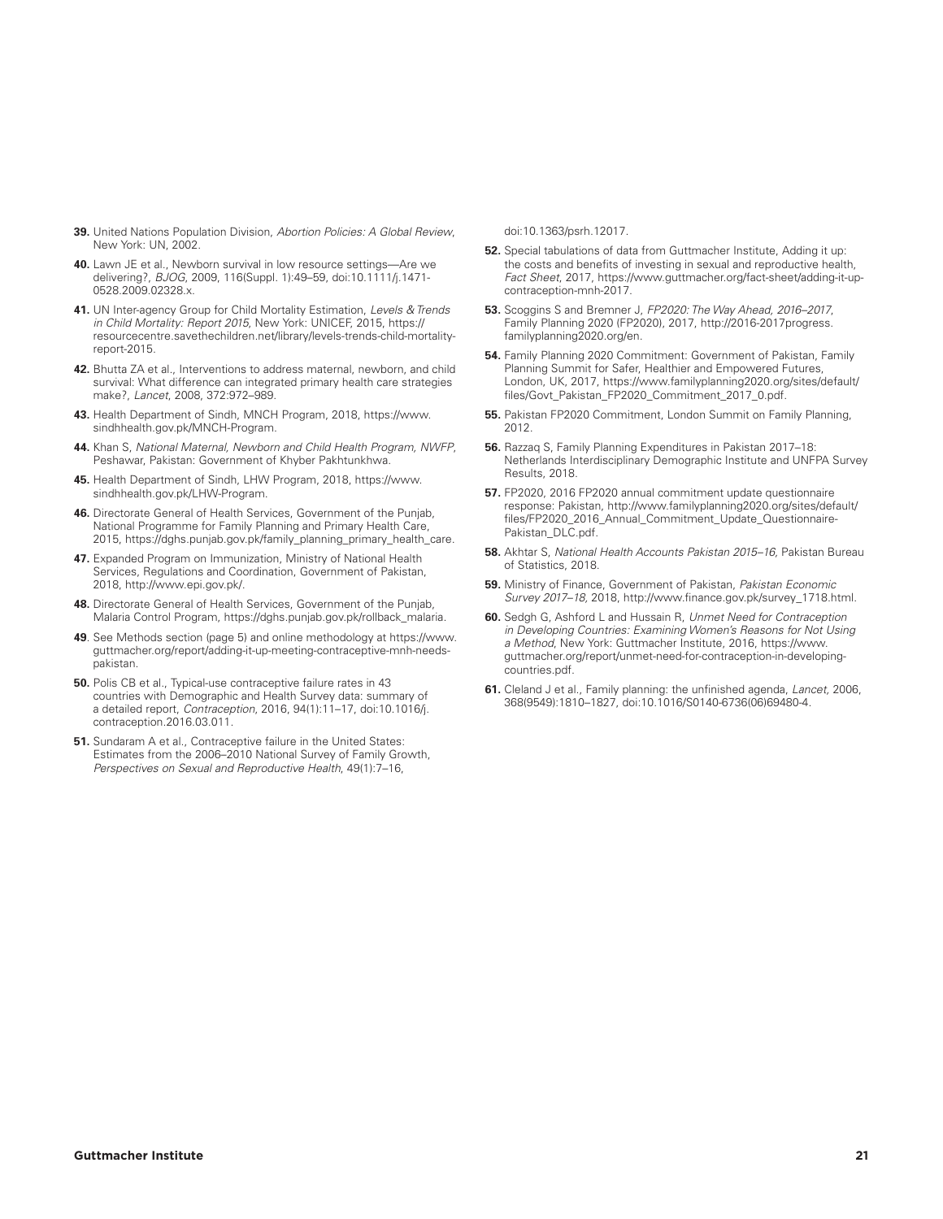**39.** United Nations Population Division, *Abortion Policies: A Global Review*, New York: UN, 2002.

**40.** Lawn JE et al., Newborn survival in low resource settings—Are we delivering?, *BJOG*, 2009, 116(Suppl. 1):49–59, doi:10.1111/j.1471-0528.2009.02328.x.

**41.** UN Inter-agency Group for Child Mortality Estimation, *Levels & Trends in Child Mortality: Report 2015*, New York: UNICEF, 2015, https://resourcecentre.savethechildren.net/library/levels-trends-child-mortality-report-2015.

**42.** Bhutta ZA et al., Interventions to address maternal, newborn, and child survival: What difference can integrated primary health care strategies make?, *Lancet*, 2008, 372:972–989.

**43.** Health Department of Sindh, MNCH Program, 2018, https://www.sindhhealth.gov.pk/MNCH-Program.

**44.** Khan S, *National Maternal, Newborn and Child Health Program, NWFP*, Peshawar, Pakistan: Government of Khyber Pakhtunkhwa.

**45.** Health Department of Sindh, LHW Program, 2018, https://www.sindhhealth.gov.pk/LHW-Program.

**46.** Directorate General of Health Services, Government of the Punjab, National Programme for Family Planning and Primary Health Care, 2015, https://dghs.punjab.gov.pk/family_planning_primary_health_care.

**47.** Expanded Program on Immunization, Ministry of National Health Services, Regulations and Coordination, Government of Pakistan, 2018, http://www.epi.gov.pk/.

**48.** Directorate General of Health Services, Government of the Punjab, Malaria Control Program, https://dghs.punjab.gov.pk/rollback_malaria.

**49**. See Methods section (page 5) and online methodology at https://www.guttmacher.org/report/adding-it-up-meeting-contraceptive-mnh-needs-pakistan.

**50.** Polis CB et al., Typical-use contraceptive failure rates in 43 countries with Demographic and Health Survey data: summary of a detailed report, *Contraception,* 2016, 94(1):11–17, doi:10.1016/j.contraception.2016.03.011.

**51.** Sundaram A et al., Contraceptive failure in the United States: Estimates from the 2006–2010 National Survey of Family Growth, *Perspectives on Sexual and Reproductive Health*, 49(1):7–16, doi:10.1363/psrh.12017.

**52.** Special tabulations of data from Guttmacher Institute, Adding it up: the costs and benefits of investing in sexual and reproductive health, *Fact Sheet*, 2017, https://www.guttmacher.org/fact-sheet/adding-it-up-contraception-mnh-2017.

**53.** Scoggins S and Bremner J, *FP2020: The Way Ahead, 2016–2017*, Family Planning 2020 (FP2020), 2017, http://2016-2017progress.familyplanning2020.org/en.

**54.** Family Planning 2020 Commitment: Government of Pakistan, Family Planning Summit for Safer, Healthier and Empowered Futures, London, UK, 2017, https://www.familyplanning2020.org/sites/default/files/Govt_Pakistan_FP2020_Commitment_2017_0.pdf.

**55.** Pakistan FP2020 Commitment, London Summit on Family Planning, 2012.

**56.** Razzaq S, Family Planning Expenditures in Pakistan 2017–18: Netherlands Interdisciplinary Demographic Institute and UNFPA Survey Results, 2018.

**57.** FP2020, 2016 FP2020 annual commitment update questionnaire response: Pakistan, http://www.familyplanning2020.org/sites/default/files/FP2020_2016_Annual_Commitment_Update_Questionnaire-Pakistan_DLC.pdf.

**58.** Akhtar S, *National Health Accounts Pakistan 2015–16,* Pakistan Bureau of Statistics, 2018.

**59.** Ministry of Finance, Government of Pakistan, *Pakistan Economic Survey 2017–18,* 2018, http://www.finance.gov.pk/survey_1718.html.

**60.** Sedgh G, Ashford L and Hussain R, *Unmet Need for Contraception in Developing Countries: Examining Women's Reasons for Not Using a Method*, New York: Guttmacher Institute, 2016, https://www.guttmacher.org/report/unmet-need-for-contraception-in-developing-countries.pdf.

**61.** Cleland J et al., Family planning: the unfinished agenda, *Lancet*, 2006, 368(9549):1810–1827, doi:10.1016/S0140-6736(06)69480-4.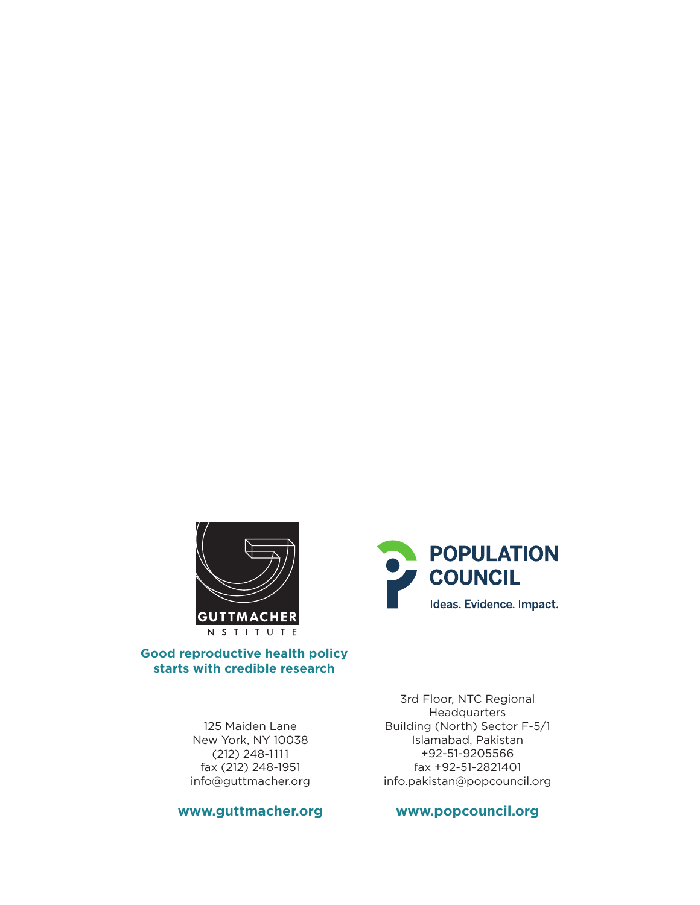GUTTMACHER INSTITUTE

**Good reproductive health policy starts with credible research**

125 Maiden Lane
New York, NY 10038
(212) 248-1111
fax (212) 248-1951
info@guttmacher.org

**www.guttmacher.org**

POPULATION COUNCIL

Ideas. Evidence. Impact.

3rd Floor, NTC Regional Headquarters
Building (North) Sector F-5/1
Islamabad, Pakistan
+92-51-9205566
fax +92-51-2821401
info.pakistan@popcouncil.org

**www.popcouncil.org**